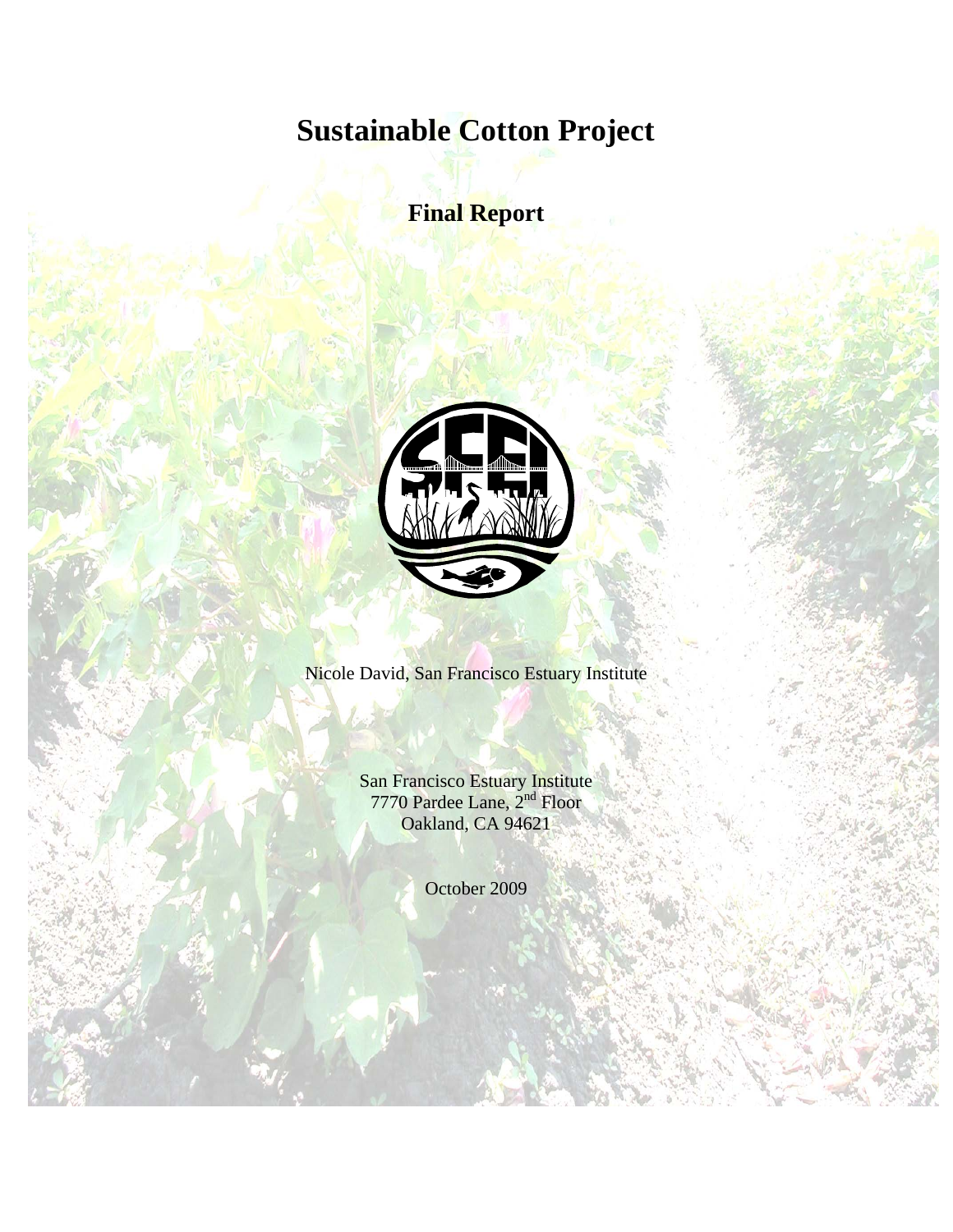# Sustainable Cotton Project

## Final Report

Nicole David, San Francisco Estuary Institute

San Francisco Estuary Institute
7770 Pardee Lane, 2nd Floor
Oakland, CA 94621

October 2009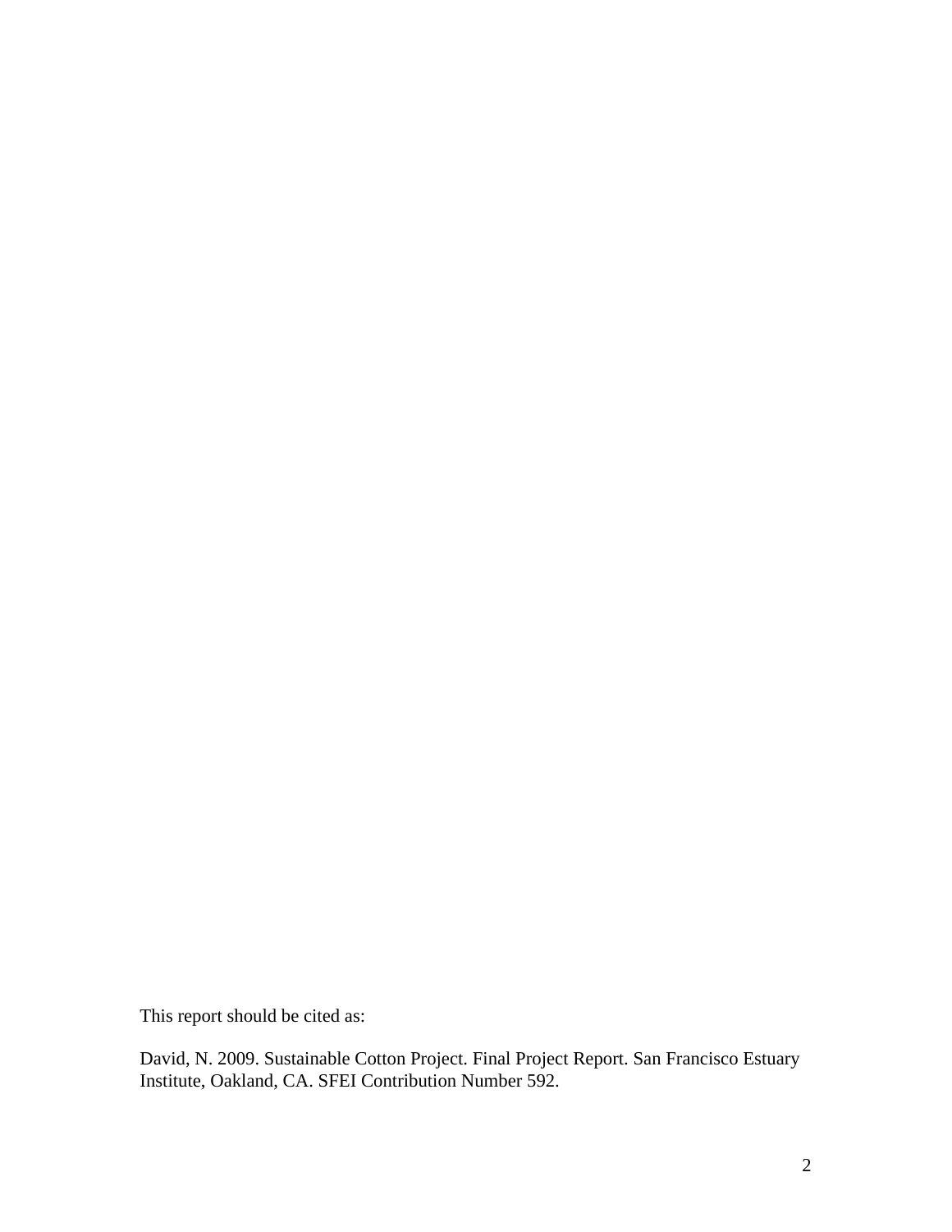This report should be cited as:

David, N. 2009. Sustainable Cotton Project. Final Project Report. San Francisco Estuary Institute, Oakland, CA. SFEI Contribution Number 592.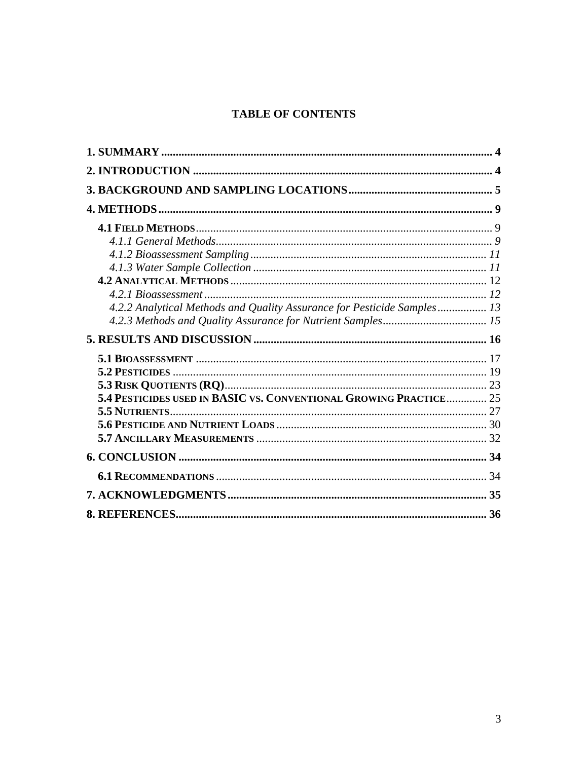# TABLE OF CONTENTS

**1. SUMMARY** .......... **4**

**2. INTRODUCTION** .......... **4**

**3. BACKGROUND AND SAMPLING LOCATIONS** .......... **5**

**4. METHODS** .......... **9**

- **4.1 FIELD METHODS** .......... 9
  - *4.1.1 General Methods* .......... *9*
  - *4.1.2 Bioassessment Sampling* .......... *11*
  - *4.1.3 Water Sample Collection* .......... *11*
- **4.2 ANALYTICAL METHODS** .......... 12
  - *4.2.1 Bioassessment* .......... *12*
  - *4.2.2 Analytical Methods and Quality Assurance for Pesticide Samples* .......... *13*
  - *4.2.3 Methods and Quality Assurance for Nutrient Samples* .......... *15*

**5. RESULTS AND DISCUSSION** .......... **16**

- **5.1 BIOASSESSMENT** .......... 17
- **5.2 PESTICIDES** .......... 19
- **5.3 RISK QUOTIENTS (RQ)** .......... 23
- **5.4 PESTICIDES USED IN BASIC VS. CONVENTIONAL GROWING PRACTICE** .......... 25
- **5.5 NUTRIENTS** .......... 27
- **5.6 PESTICIDE AND NUTRIENT LOADS** .......... 30
- **5.7 ANCILLARY MEASUREMENTS** .......... 32

**6. CONCLUSION** .......... **34**

- **6.1 RECOMMENDATIONS** .......... 34

**7. ACKNOWLEDGMENTS** .......... **35**

**8. REFERENCES** .......... **36**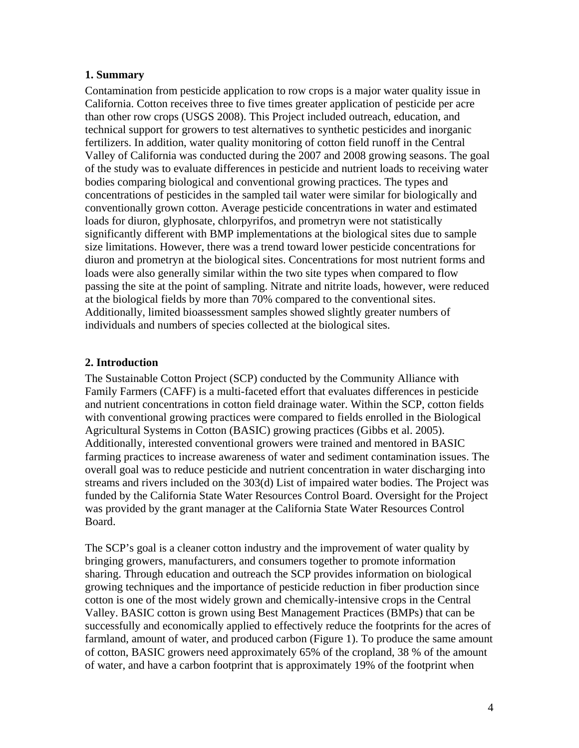## 1. Summary

Contamination from pesticide application to row crops is a major water quality issue in California. Cotton receives three to five times greater application of pesticide per acre than other row crops (USGS 2008). This Project included outreach, education, and technical support for growers to test alternatives to synthetic pesticides and inorganic fertilizers. In addition, water quality monitoring of cotton field runoff in the Central Valley of California was conducted during the 2007 and 2008 growing seasons. The goal of the study was to evaluate differences in pesticide and nutrient loads to receiving water bodies comparing biological and conventional growing practices. The types and concentrations of pesticides in the sampled tail water were similar for biologically and conventionally grown cotton. Average pesticide concentrations in water and estimated loads for diuron, glyphosate, chlorpyrifos, and prometryn were not statistically significantly different with BMP implementations at the biological sites due to sample size limitations. However, there was a trend toward lower pesticide concentrations for diuron and prometryn at the biological sites. Concentrations for most nutrient forms and loads were also generally similar within the two site types when compared to flow passing the site at the point of sampling. Nitrate and nitrite loads, however, were reduced at the biological fields by more than 70% compared to the conventional sites. Additionally, limited bioassessment samples showed slightly greater numbers of individuals and numbers of species collected at the biological sites.

## 2. Introduction

The Sustainable Cotton Project (SCP) conducted by the Community Alliance with Family Farmers (CAFF) is a multi-faceted effort that evaluates differences in pesticide and nutrient concentrations in cotton field drainage water. Within the SCP, cotton fields with conventional growing practices were compared to fields enrolled in the Biological Agricultural Systems in Cotton (BASIC) growing practices (Gibbs et al. 2005). Additionally, interested conventional growers were trained and mentored in BASIC farming practices to increase awareness of water and sediment contamination issues. The overall goal was to reduce pesticide and nutrient concentration in water discharging into streams and rivers included on the 303(d) List of impaired water bodies. The Project was funded by the California State Water Resources Control Board. Oversight for the Project was provided by the grant manager at the California State Water Resources Control Board.

The SCP's goal is a cleaner cotton industry and the improvement of water quality by bringing growers, manufacturers, and consumers together to promote information sharing. Through education and outreach the SCP provides information on biological growing techniques and the importance of pesticide reduction in fiber production since cotton is one of the most widely grown and chemically-intensive crops in the Central Valley. BASIC cotton is grown using Best Management Practices (BMPs) that can be successfully and economically applied to effectively reduce the footprints for the acres of farmland, amount of water, and produced carbon (Figure 1). To produce the same amount of cotton, BASIC growers need approximately 65% of the cropland, 38 % of the amount of water, and have a carbon footprint that is approximately 19% of the footprint when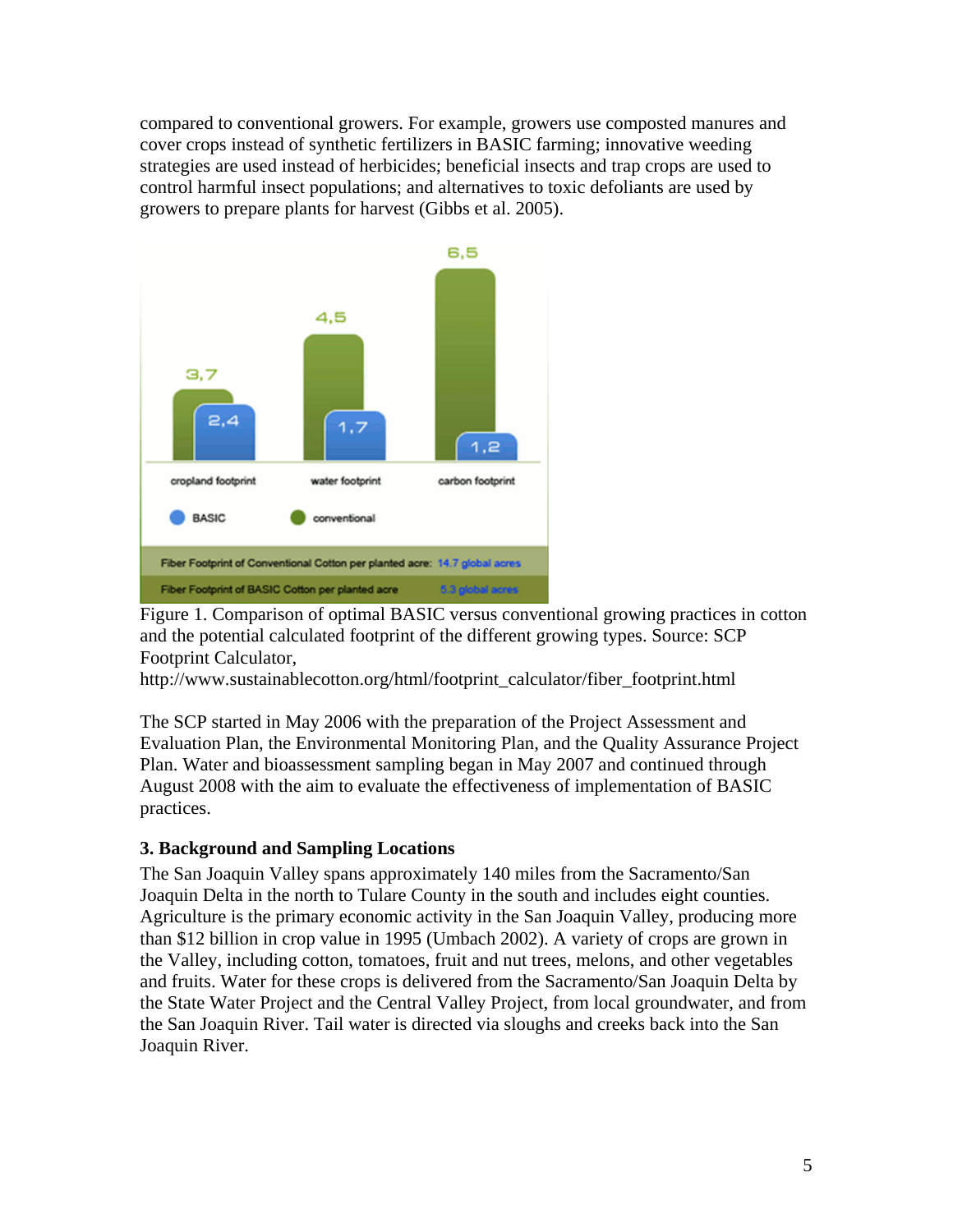compared to conventional growers. For example, growers use composted manures and cover crops instead of synthetic fertilizers in BASIC farming; innovative weeding strategies are used instead of herbicides; beneficial insects and trap crops are used to control harmful insect populations; and alternatives to toxic defoliants are used by growers to prepare plants for harvest (Gibbs et al. 2005).

Figure 1. Comparison of optimal BASIC versus conventional growing practices in cotton and the potential calculated footprint of the different growing types. Source: SCP Footprint Calculator, http://www.sustainablecotton.org/html/footprint_calculator/fiber_footprint.html

The SCP started in May 2006 with the preparation of the Project Assessment and Evaluation Plan, the Environmental Monitoring Plan, and the Quality Assurance Project Plan. Water and bioassessment sampling began in May 2007 and continued through August 2008 with the aim to evaluate the effectiveness of implementation of BASIC practices.

### 3. Background and Sampling Locations

The San Joaquin Valley spans approximately 140 miles from the Sacramento/San Joaquin Delta in the north to Tulare County in the south and includes eight counties. Agriculture is the primary economic activity in the San Joaquin Valley, producing more than $12 billion in crop value in 1995 (Umbach 2002). A variety of crops are grown in the Valley, including cotton, tomatoes, fruit and nut trees, melons, and other vegetables and fruits. Water for these crops is delivered from the Sacramento/San Joaquin Delta by the State Water Project and the Central Valley Project, from local groundwater, and from the San Joaquin River. Tail water is directed via sloughs and creeks back into the San Joaquin River.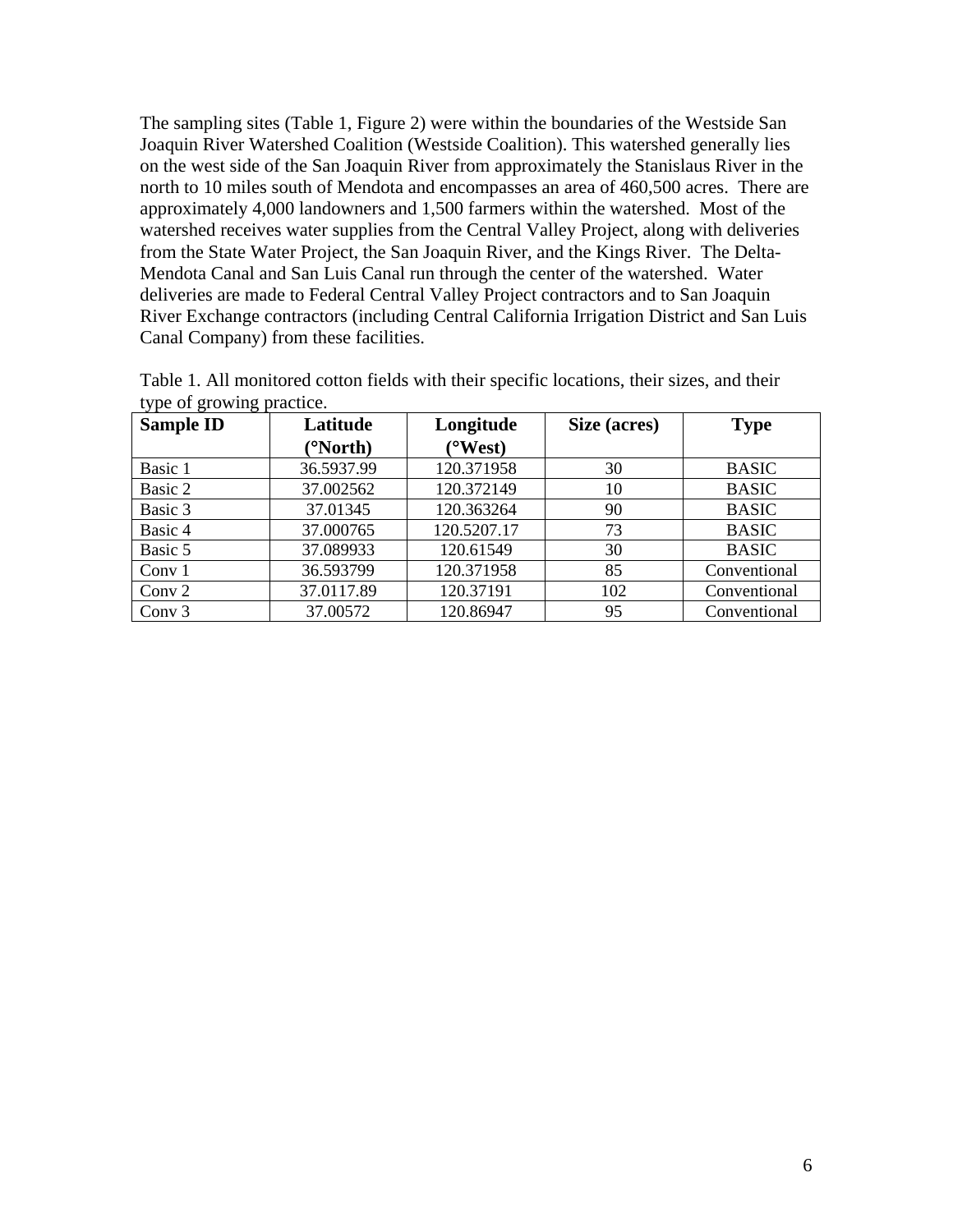The sampling sites (Table 1, Figure 2) were within the boundaries of the Westside San Joaquin River Watershed Coalition (Westside Coalition). This watershed generally lies on the west side of the San Joaquin River from approximately the Stanislaus River in the north to 10 miles south of Mendota and encompasses an area of 460,500 acres. There are approximately 4,000 landowners and 1,500 farmers within the watershed. Most of the watershed receives water supplies from the Central Valley Project, along with deliveries from the State Water Project, the San Joaquin River, and the Kings River. The Delta-Mendota Canal and San Luis Canal run through the center of the watershed. Water deliveries are made to Federal Central Valley Project contractors and to San Joaquin River Exchange contractors (including Central California Irrigation District and San Luis Canal Company) from these facilities.

Table 1. All monitored cotton fields with their specific locations, their sizes, and their type of growing practice.

| Sample ID | Latitude (°North) | Longitude (°West) | Size (acres) | Type |
|---|---|---|---|---|
| Basic 1 | 36.5937.99 | 120.371958 | 30 | BASIC |
| Basic 2 | 37.002562 | 120.372149 | 10 | BASIC |
| Basic 3 | 37.01345 | 120.363264 | 90 | BASIC |
| Basic 4 | 37.000765 | 120.5207.17 | 73 | BASIC |
| Basic 5 | 37.089933 | 120.61549 | 30 | BASIC |
| Conv 1 | 36.593799 | 120.371958 | 85 | Conventional |
| Conv 2 | 37.0117.89 | 120.37191 | 102 | Conventional |
| Conv 3 | 37.00572 | 120.86947 | 95 | Conventional |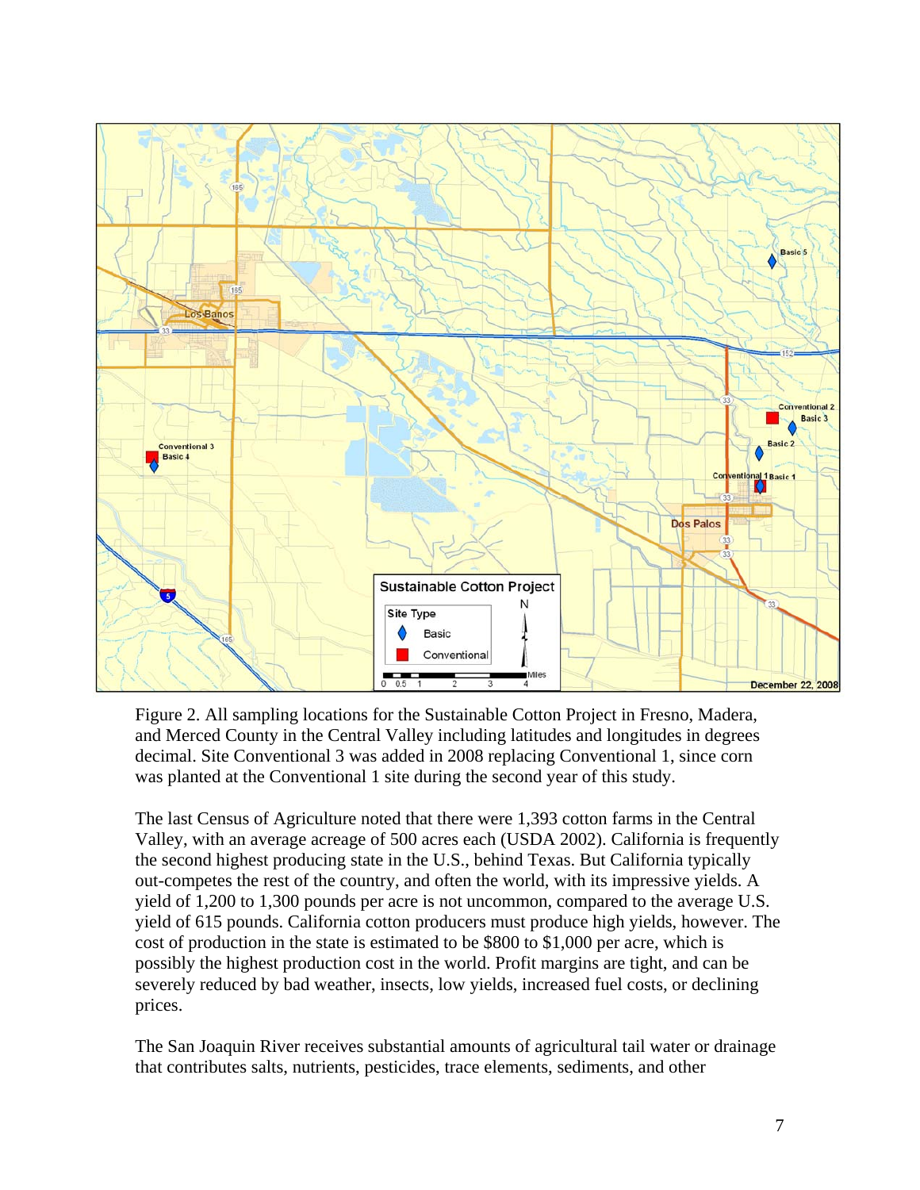Figure 2. All sampling locations for the Sustainable Cotton Project in Fresno, Madera, and Merced County in the Central Valley including latitudes and longitudes in degrees decimal. Site Conventional 3 was added in 2008 replacing Conventional 1, since corn was planted at the Conventional 1 site during the second year of this study.

The last Census of Agriculture noted that there were 1,393 cotton farms in the Central Valley, with an average acreage of 500 acres each (USDA 2002). California is frequently the second highest producing state in the U.S., behind Texas. But California typically out-competes the rest of the country, and often the world, with its impressive yields. A yield of 1,200 to 1,300 pounds per acre is not uncommon, compared to the average U.S. yield of 615 pounds. California cotton producers must produce high yields, however. The cost of production in the state is estimated to be $800 to $1,000 per acre, which is possibly the highest production cost in the world. Profit margins are tight, and can be severely reduced by bad weather, insects, low yields, increased fuel costs, or declining prices.

The San Joaquin River receives substantial amounts of agricultural tail water or drainage that contributes salts, nutrients, pesticides, trace elements, sediments, and other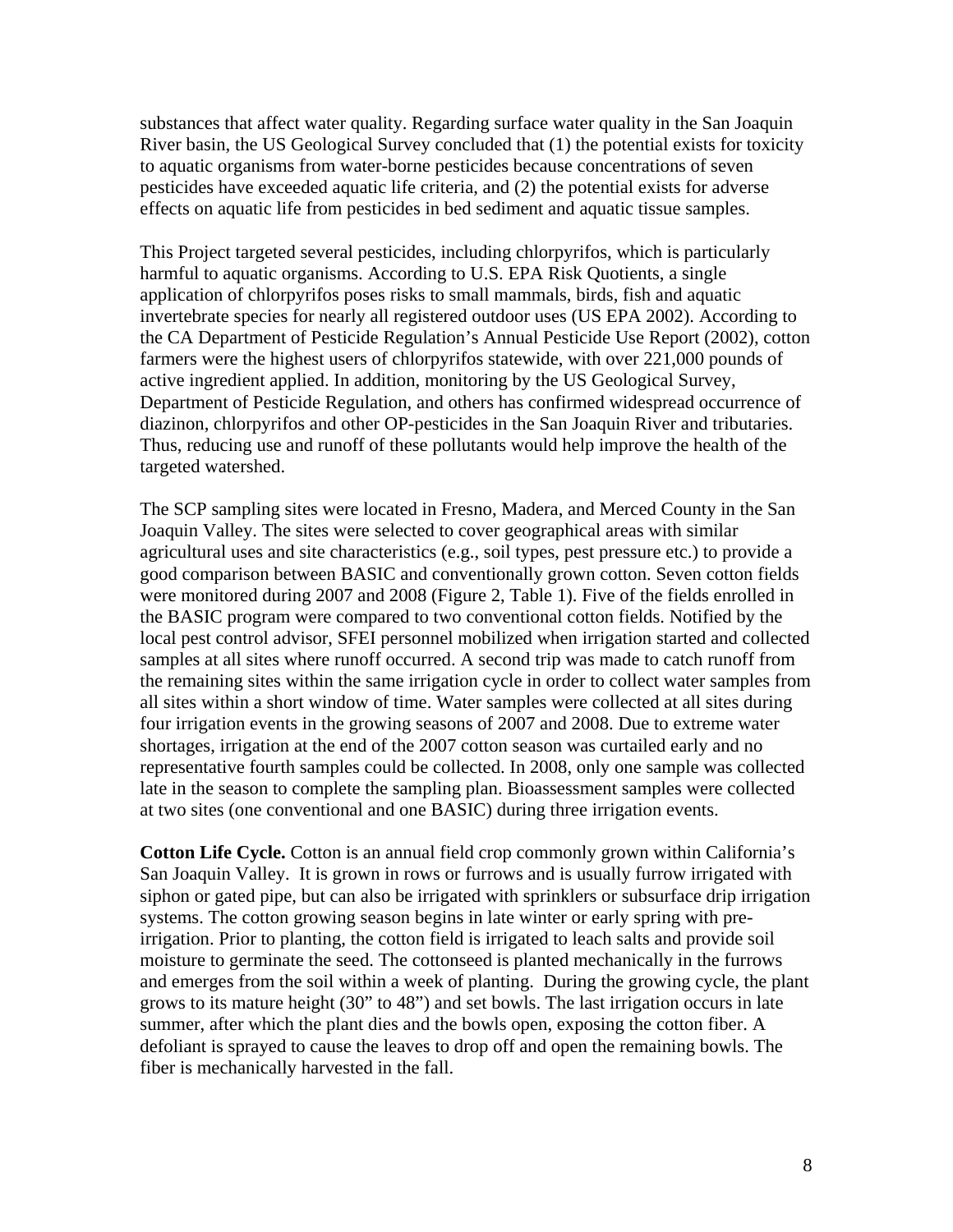substances that affect water quality. Regarding surface water quality in the San Joaquin River basin, the US Geological Survey concluded that (1) the potential exists for toxicity to aquatic organisms from water-borne pesticides because concentrations of seven pesticides have exceeded aquatic life criteria, and (2) the potential exists for adverse effects on aquatic life from pesticides in bed sediment and aquatic tissue samples.

This Project targeted several pesticides, including chlorpyrifos, which is particularly harmful to aquatic organisms. According to U.S. EPA Risk Quotients, a single application of chlorpyrifos poses risks to small mammals, birds, fish and aquatic invertebrate species for nearly all registered outdoor uses (US EPA 2002). According to the CA Department of Pesticide Regulation's Annual Pesticide Use Report (2002), cotton farmers were the highest users of chlorpyrifos statewide, with over 221,000 pounds of active ingredient applied. In addition, monitoring by the US Geological Survey, Department of Pesticide Regulation, and others has confirmed widespread occurrence of diazinon, chlorpyrifos and other OP-pesticides in the San Joaquin River and tributaries. Thus, reducing use and runoff of these pollutants would help improve the health of the targeted watershed.

The SCP sampling sites were located in Fresno, Madera, and Merced County in the San Joaquin Valley. The sites were selected to cover geographical areas with similar agricultural uses and site characteristics (e.g., soil types, pest pressure etc.) to provide a good comparison between BASIC and conventionally grown cotton. Seven cotton fields were monitored during 2007 and 2008 (Figure 2, Table 1). Five of the fields enrolled in the BASIC program were compared to two conventional cotton fields. Notified by the local pest control advisor, SFEI personnel mobilized when irrigation started and collected samples at all sites where runoff occurred. A second trip was made to catch runoff from the remaining sites within the same irrigation cycle in order to collect water samples from all sites within a short window of time. Water samples were collected at all sites during four irrigation events in the growing seasons of 2007 and 2008. Due to extreme water shortages, irrigation at the end of the 2007 cotton season was curtailed early and no representative fourth samples could be collected. In 2008, only one sample was collected late in the season to complete the sampling plan. Bioassessment samples were collected at two sites (one conventional and one BASIC) during three irrigation events.

**Cotton Life Cycle.** Cotton is an annual field crop commonly grown within California's San Joaquin Valley. It is grown in rows or furrows and is usually furrow irrigated with siphon or gated pipe, but can also be irrigated with sprinklers or subsurface drip irrigation systems. The cotton growing season begins in late winter or early spring with pre-irrigation. Prior to planting, the cotton field is irrigated to leach salts and provide soil moisture to germinate the seed. The cottonseed is planted mechanically in the furrows and emerges from the soil within a week of planting. During the growing cycle, the plant grows to its mature height (30" to 48") and set bowls. The last irrigation occurs in late summer, after which the plant dies and the bowls open, exposing the cotton fiber. A defoliant is sprayed to cause the leaves to drop off and open the remaining bowls. The fiber is mechanically harvested in the fall.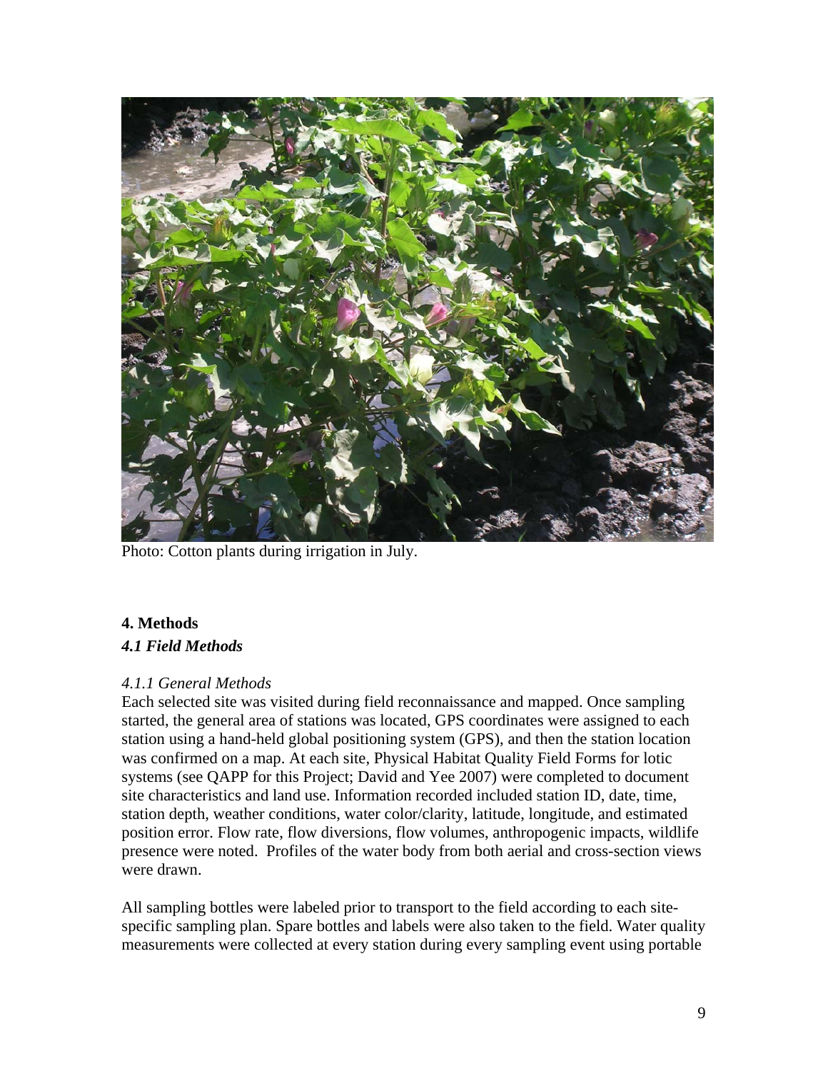Photo: Cotton plants during irrigation in July.

## 4. Methods

### *4.1 Field Methods*

*4.1.1 General Methods*

Each selected site was visited during field reconnaissance and mapped. Once sampling started, the general area of stations was located, GPS coordinates were assigned to each station using a hand-held global positioning system (GPS), and then the station location was confirmed on a map. At each site, Physical Habitat Quality Field Forms for lotic systems (see QAPP for this Project; David and Yee 2007) were completed to document site characteristics and land use. Information recorded included station ID, date, time, station depth, weather conditions, water color/clarity, latitude, longitude, and estimated position error. Flow rate, flow diversions, flow volumes, anthropogenic impacts, wildlife presence were noted. Profiles of the water body from both aerial and cross-section views were drawn.

All sampling bottles were labeled prior to transport to the field according to each site-specific sampling plan. Spare bottles and labels were also taken to the field. Water quality measurements were collected at every station during every sampling event using portable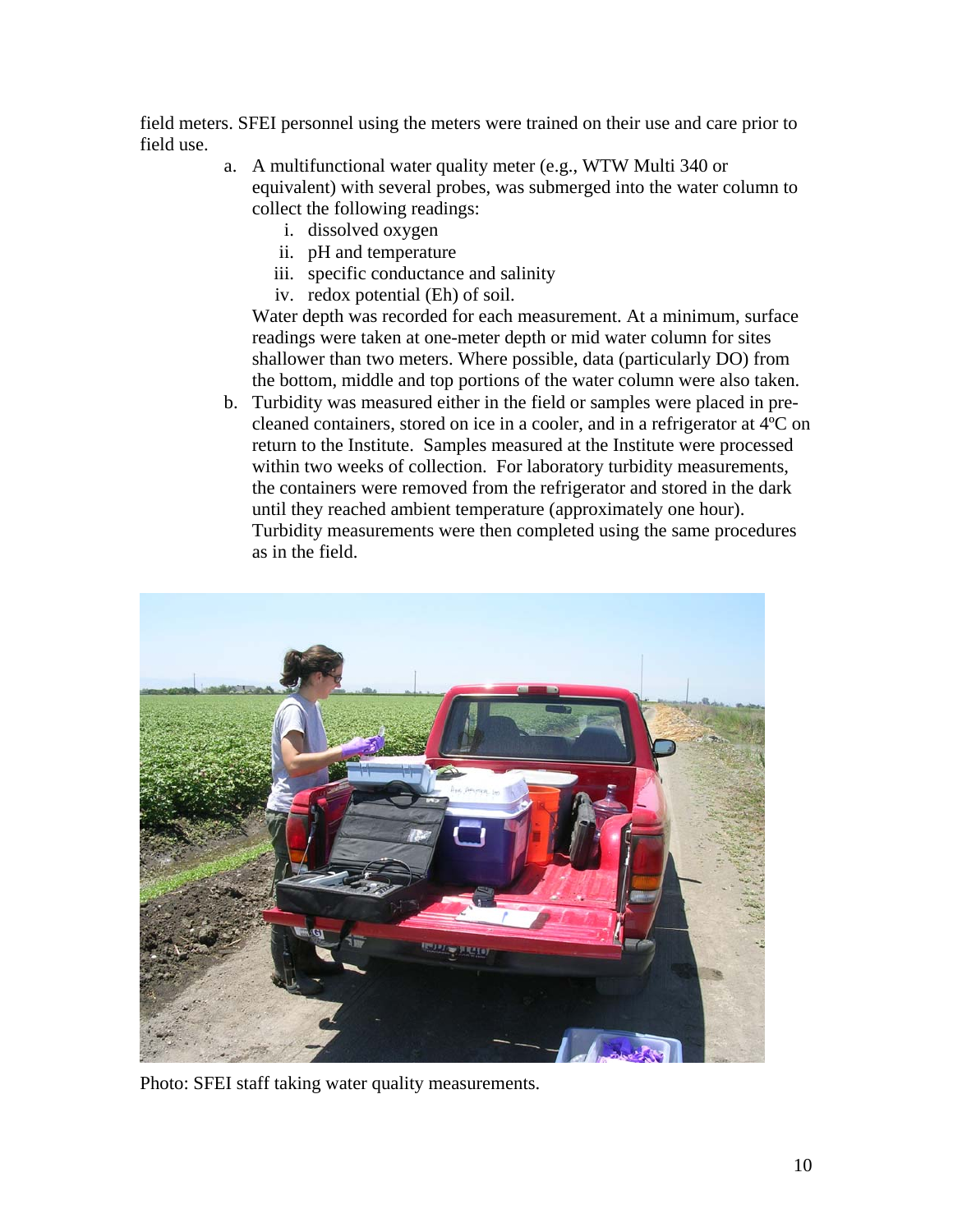field meters. SFEI personnel using the meters were trained on their use and care prior to field use.

a. A multifunctional water quality meter (e.g., WTW Multi 340 or equivalent) with several probes, was submerged into the water column to collect the following readings:
   i. dissolved oxygen
   ii. pH and temperature
   iii. specific conductance and salinity
   iv. redox potential (Eh) of soil.

   Water depth was recorded for each measurement. At a minimum, surface readings were taken at one-meter depth or mid water column for sites shallower than two meters. Where possible, data (particularly DO) from the bottom, middle and top portions of the water column were also taken.

b. Turbidity was measured either in the field or samples were placed in pre-cleaned containers, stored on ice in a cooler, and in a refrigerator at 4ºC on return to the Institute. Samples measured at the Institute were processed within two weeks of collection. For laboratory turbidity measurements, the containers were removed from the refrigerator and stored in the dark until they reached ambient temperature (approximately one hour). Turbidity measurements were then completed using the same procedures as in the field.

Photo: SFEI staff taking water quality measurements.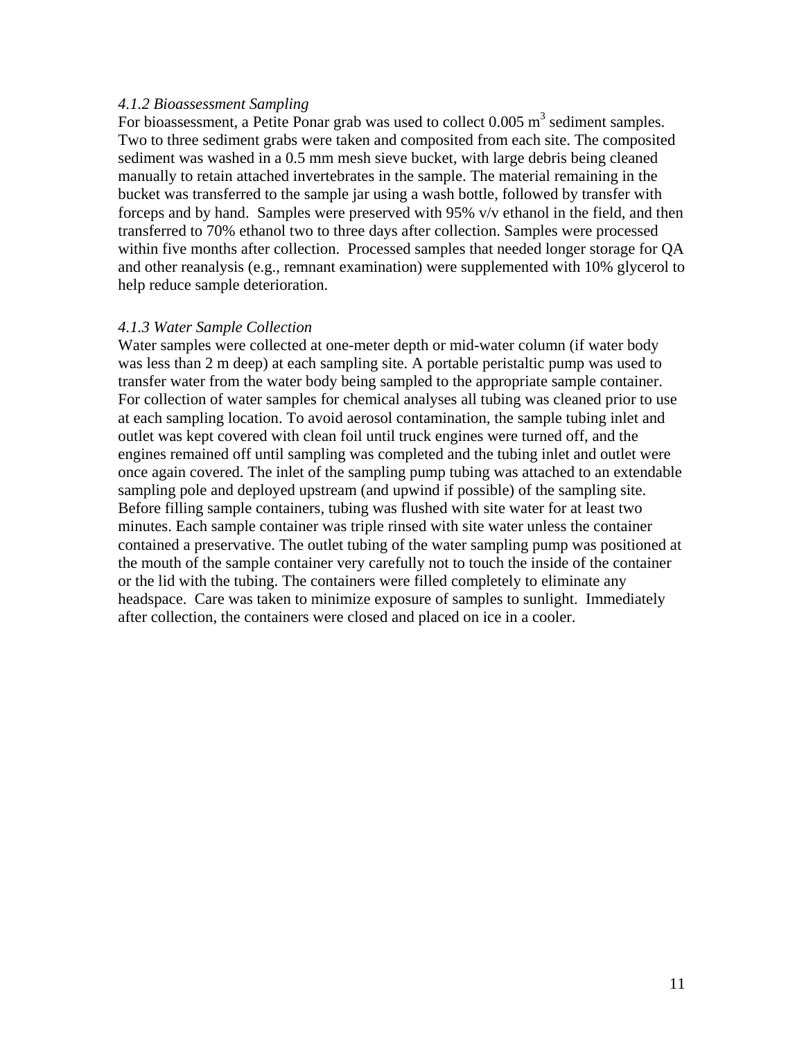#### *4.1.2 Bioassessment Sampling*

For bioassessment, a Petite Ponar grab was used to collect 0.005 $m^3$ sediment samples. Two to three sediment grabs were taken and composited from each site. The composited sediment was washed in a 0.5 mm mesh sieve bucket, with large debris being cleaned manually to retain attached invertebrates in the sample. The material remaining in the bucket was transferred to the sample jar using a wash bottle, followed by transfer with forceps and by hand. Samples were preserved with 95% v/v ethanol in the field, and then transferred to 70% ethanol two to three days after collection. Samples were processed within five months after collection. Processed samples that needed longer storage for QA and other reanalysis (e.g., remnant examination) were supplemented with 10% glycerol to help reduce sample deterioration.

#### *4.1.3 Water Sample Collection*

Water samples were collected at one-meter depth or mid-water column (if water body was less than 2 m deep) at each sampling site. A portable peristaltic pump was used to transfer water from the water body being sampled to the appropriate sample container. For collection of water samples for chemical analyses all tubing was cleaned prior to use at each sampling location. To avoid aerosol contamination, the sample tubing inlet and outlet was kept covered with clean foil until truck engines were turned off, and the engines remained off until sampling was completed and the tubing inlet and outlet were once again covered. The inlet of the sampling pump tubing was attached to an extendable sampling pole and deployed upstream (and upwind if possible) of the sampling site. Before filling sample containers, tubing was flushed with site water for at least two minutes. Each sample container was triple rinsed with site water unless the container contained a preservative. The outlet tubing of the water sampling pump was positioned at the mouth of the sample container very carefully not to touch the inside of the container or the lid with the tubing. The containers were filled completely to eliminate any headspace. Care was taken to minimize exposure of samples to sunlight. Immediately after collection, the containers were closed and placed on ice in a cooler.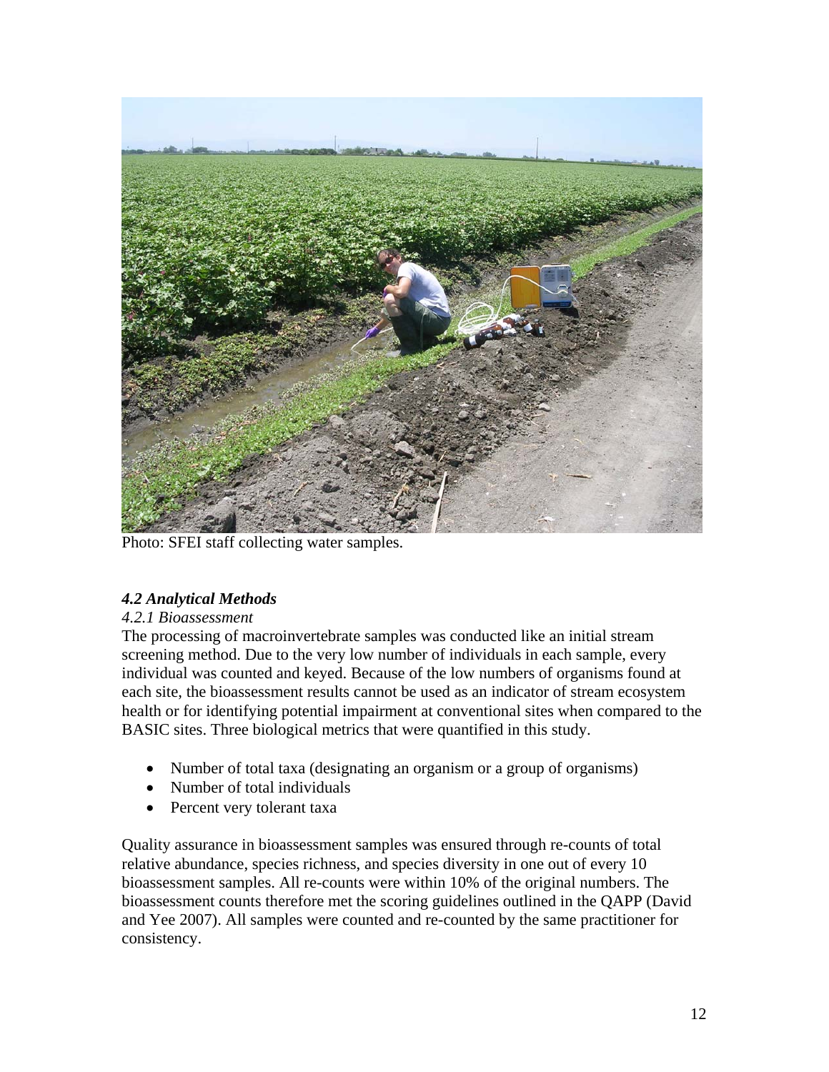Photo: SFEI staff collecting water samples.

### *4.2 Analytical Methods*

#### *4.2.1 Bioassessment*

The processing of macroinvertebrate samples was conducted like an initial stream screening method. Due to the very low number of individuals in each sample, every individual was counted and keyed. Because of the low numbers of organisms found at each site, the bioassessment results cannot be used as an indicator of stream ecosystem health or for identifying potential impairment at conventional sites when compared to the BASIC sites. Three biological metrics that were quantified in this study.

- Number of total taxa (designating an organism or a group of organisms)
- Number of total individuals
- Percent very tolerant taxa

Quality assurance in bioassessment samples was ensured through re-counts of total relative abundance, species richness, and species diversity in one out of every 10 bioassessment samples. All re-counts were within 10% of the original numbers. The bioassessment counts therefore met the scoring guidelines outlined in the QAPP (David and Yee 2007). All samples were counted and re-counted by the same practitioner for consistency.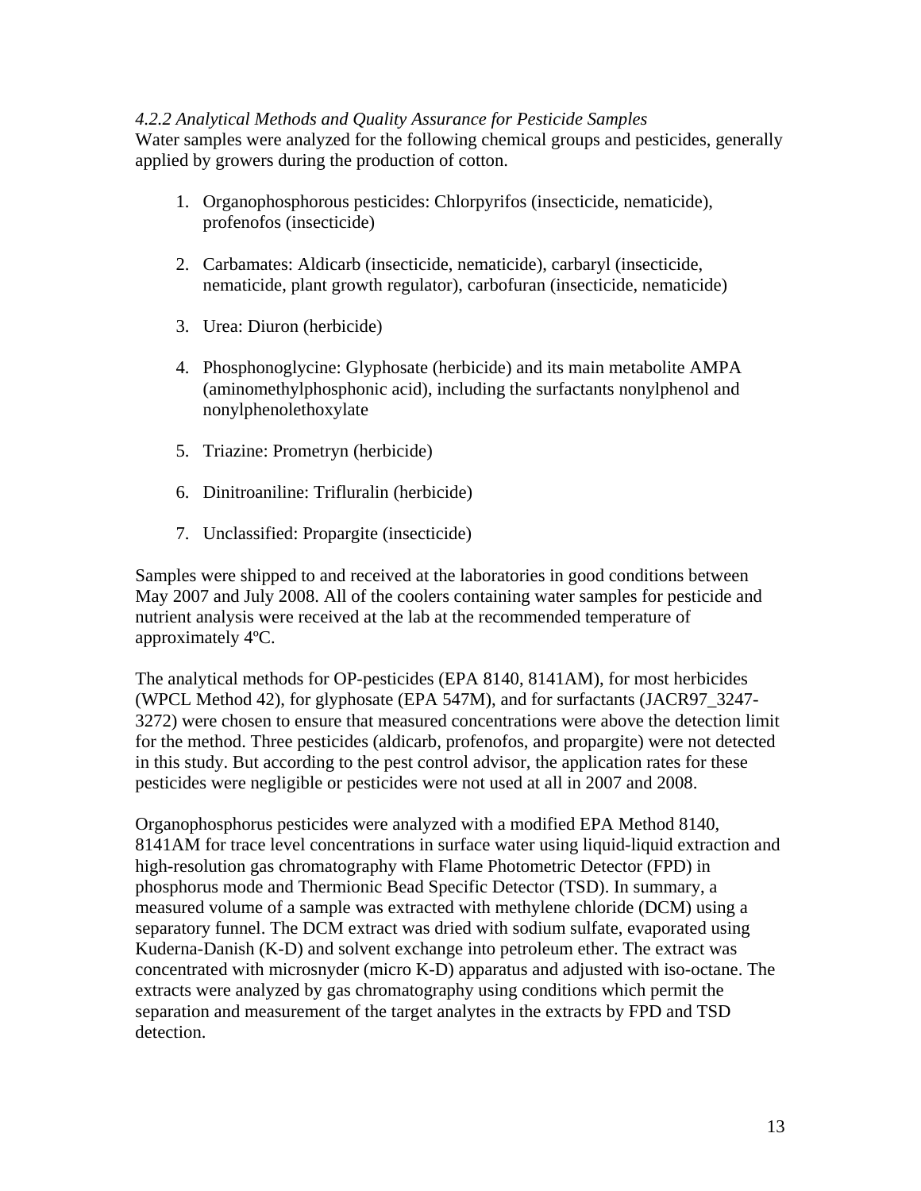*4.2.2 Analytical Methods and Quality Assurance for Pesticide Samples*

Water samples were analyzed for the following chemical groups and pesticides, generally applied by growers during the production of cotton.

1. Organophosphorous pesticides: Chlorpyrifos (insecticide, nematicide), profenofos (insecticide)

2. Carbamates: Aldicarb (insecticide, nematicide), carbaryl (insecticide, nematicide, plant growth regulator), carbofuran (insecticide, nematicide)

3. Urea: Diuron (herbicide)

4. Phosphonoglycine: Glyphosate (herbicide) and its main metabolite AMPA (aminomethylphosphonic acid), including the surfactants nonylphenol and nonylphenolethoxylate

5. Triazine: Prometryn (herbicide)

6. Dinitroaniline: Trifluralin (herbicide)

7. Unclassified: Propargite (insecticide)

Samples were shipped to and received at the laboratories in good conditions between May 2007 and July 2008. All of the coolers containing water samples for pesticide and nutrient analysis were received at the lab at the recommended temperature of approximately 4ºC.

The analytical methods for OP-pesticides (EPA 8140, 8141AM), for most herbicides (WPCL Method 42), for glyphosate (EPA 547M), and for surfactants (JACR97_3247-3272) were chosen to ensure that measured concentrations were above the detection limit for the method. Three pesticides (aldicarb, profenofos, and propargite) were not detected in this study. But according to the pest control advisor, the application rates for these pesticides were negligible or pesticides were not used at all in 2007 and 2008.

Organophosphorus pesticides were analyzed with a modified EPA Method 8140, 8141AM for trace level concentrations in surface water using liquid-liquid extraction and high-resolution gas chromatography with Flame Photometric Detector (FPD) in phosphorus mode and Thermionic Bead Specific Detector (TSD). In summary, a measured volume of a sample was extracted with methylene chloride (DCM) using a separatory funnel. The DCM extract was dried with sodium sulfate, evaporated using Kuderna-Danish (K-D) and solvent exchange into petroleum ether. The extract was concentrated with microsnyder (micro K-D) apparatus and adjusted with iso-octane. The extracts were analyzed by gas chromatography using conditions which permit the separation and measurement of the target analytes in the extracts by FPD and TSD detection.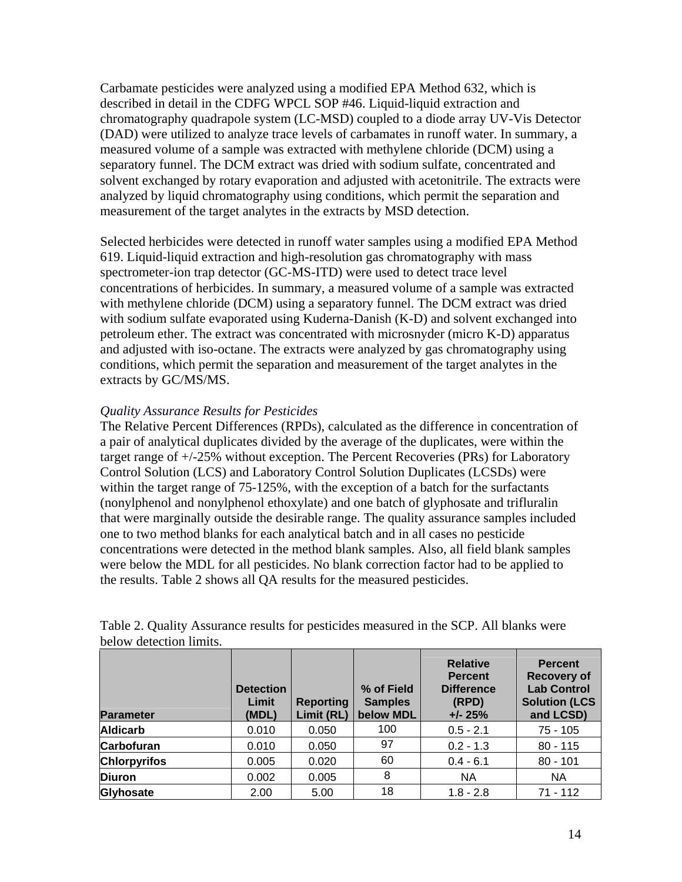Carbamate pesticides were analyzed using a modified EPA Method 632, which is described in detail in the CDFG WPCL SOP #46. Liquid-liquid extraction and chromatography quadrapole system (LC-MSD) coupled to a diode array UV-Vis Detector (DAD) were utilized to analyze trace levels of carbamates in runoff water. In summary, a measured volume of a sample was extracted with methylene chloride (DCM) using a separatory funnel. The DCM extract was dried with sodium sulfate, concentrated and solvent exchanged by rotary evaporation and adjusted with acetonitrile. The extracts were analyzed by liquid chromatography using conditions, which permit the separation and measurement of the target analytes in the extracts by MSD detection.

Selected herbicides were detected in runoff water samples using a modified EPA Method 619. Liquid-liquid extraction and high-resolution gas chromatography with mass spectrometer-ion trap detector (GC-MS-ITD) were used to detect trace level concentrations of herbicides. In summary, a measured volume of a sample was extracted with methylene chloride (DCM) using a separatory funnel. The DCM extract was dried with sodium sulfate evaporated using Kuderna-Danish (K-D) and solvent exchanged into petroleum ether. The extract was concentrated with microsnyder (micro K-D) apparatus and adjusted with iso-octane. The extracts were analyzed by gas chromatography using conditions, which permit the separation and measurement of the target analytes in the extracts by GC/MS/MS.

*Quality Assurance Results for Pesticides*

The Relative Percent Differences (RPDs), calculated as the difference in concentration of a pair of analytical duplicates divided by the average of the duplicates, were within the target range of +/-25% without exception. The Percent Recoveries (PRs) for Laboratory Control Solution (LCS) and Laboratory Control Solution Duplicates (LCSDs) were within the target range of 75-125%, with the exception of a batch for the surfactants (nonylphenol and nonylphenol ethoxylate) and one batch of glyphosate and trifluralin that were marginally outside the desirable range. The quality assurance samples included one to two method blanks for each analytical batch and in all cases no pesticide concentrations were detected in the method blank samples. Also, all field blank samples were below the MDL for all pesticides. No blank correction factor had to be applied to the results. Table 2 shows all QA results for the measured pesticides.

Table 2. Quality Assurance results for pesticides measured in the SCP. All blanks were below detection limits.

| Parameter | Detection Limit (MDL) | Reporting Limit (RL) | % of Field Samples below MDL | Relative Percent Difference (RPD) +/- 25% | Percent Recovery of Lab Control Solution (LCS and LCSD) |
|---|---|---|---|---|---|
| **Aldicarb** | 0.010 | 0.050 | 100 | 0.5 - 2.1 | 75 - 105 |
| **Carbofuran** | 0.010 | 0.050 | 97 | 0.2 - 1.3 | 80 - 115 |
| **Chlorpyrifos** | 0.005 | 0.020 | 60 | 0.4 - 6.1 | 80 - 101 |
| **Diuron** | 0.002 | 0.005 | 8 | NA | NA |
| **Glyhosate** | 2.00 | 5.00 | 18 | 1.8 - 2.8 | 71 - 112 |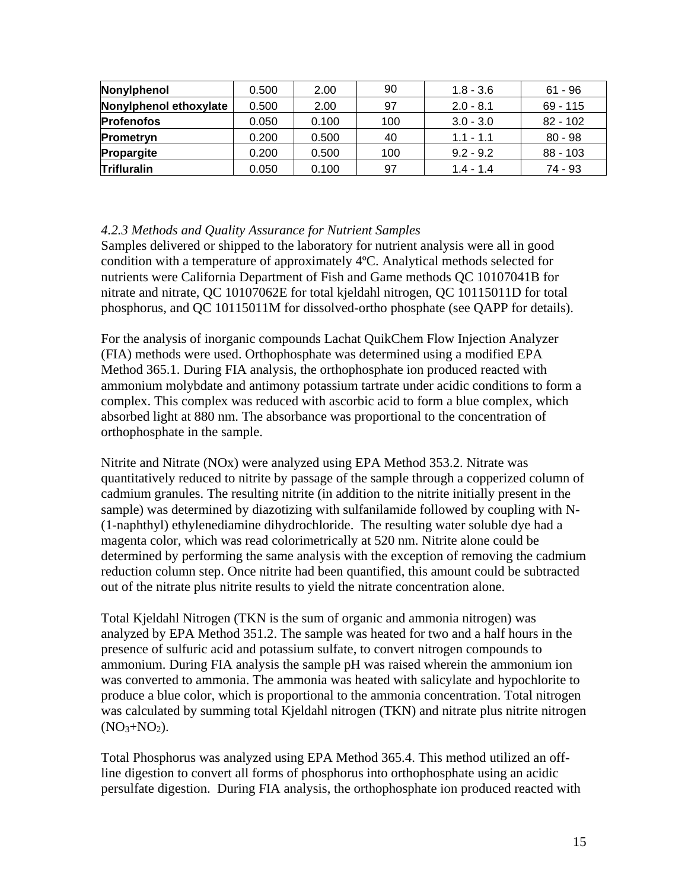| | | | | | |
|---|---|---|---|---|---|
| **Nonylphenol** | 0.500 | 2.00 | 90 | 1.8 - 3.6 | 61 - 96 |
| **Nonylphenol ethoxylate** | 0.500 | 2.00 | 97 | 2.0 - 8.1 | 69 - 115 |
| **Profenofos** | 0.050 | 0.100 | 100 | 3.0 - 3.0 | 82 - 102 |
| **Prometryn** | 0.200 | 0.500 | 40 | 1.1 - 1.1 | 80 - 98 |
| **Propargite** | 0.200 | 0.500 | 100 | 9.2 - 9.2 | 88 - 103 |
| **Trifluralin** | 0.050 | 0.100 | 97 | 1.4 - 1.4 | 74 - 93 |

*4.2.3 Methods and Quality Assurance for Nutrient Samples*

Samples delivered or shipped to the laboratory for nutrient analysis were all in good condition with a temperature of approximately 4ºC. Analytical methods selected for nutrients were California Department of Fish and Game methods QC 10107041B for nitrate and nitrate, QC 10107062E for total kjeldahl nitrogen, QC 10115011D for total phosphorus, and QC 10115011M for dissolved-ortho phosphate (see QAPP for details).

For the analysis of inorganic compounds Lachat QuikChem Flow Injection Analyzer (FIA) methods were used. Orthophosphate was determined using a modified EPA Method 365.1. During FIA analysis, the orthophosphate ion produced reacted with ammonium molybdate and antimony potassium tartrate under acidic conditions to form a complex. This complex was reduced with ascorbic acid to form a blue complex, which absorbed light at 880 nm. The absorbance was proportional to the concentration of orthophosphate in the sample.

Nitrite and Nitrate (NOx) were analyzed using EPA Method 353.2. Nitrate was quantitatively reduced to nitrite by passage of the sample through a copperized column of cadmium granules. The resulting nitrite (in addition to the nitrite initially present in the sample) was determined by diazotizing with sulfanilamide followed by coupling with N-(1-naphthyl) ethylenediamine dihydrochloride. The resulting water soluble dye had a magenta color, which was read colorimetrically at 520 nm. Nitrite alone could be determined by performing the same analysis with the exception of removing the cadmium reduction column step. Once nitrite had been quantified, this amount could be subtracted out of the nitrate plus nitrite results to yield the nitrate concentration alone.

Total Kjeldahl Nitrogen (TKN is the sum of organic and ammonia nitrogen) was analyzed by EPA Method 351.2. The sample was heated for two and a half hours in the presence of sulfuric acid and potassium sulfate, to convert nitrogen compounds to ammonium. During FIA analysis the sample pH was raised wherein the ammonium ion was converted to ammonia. The ammonia was heated with salicylate and hypochlorite to produce a blue color, which is proportional to the ammonia concentration. Total nitrogen was calculated by summing total Kjeldahl nitrogen (TKN) and nitrate plus nitrite nitrogen ($NO_3$+$NO_2$).

Total Phosphorus was analyzed using EPA Method 365.4. This method utilized an off-line digestion to convert all forms of phosphorus into orthophosphate using an acidic persulfate digestion. During FIA analysis, the orthophosphate ion produced reacted with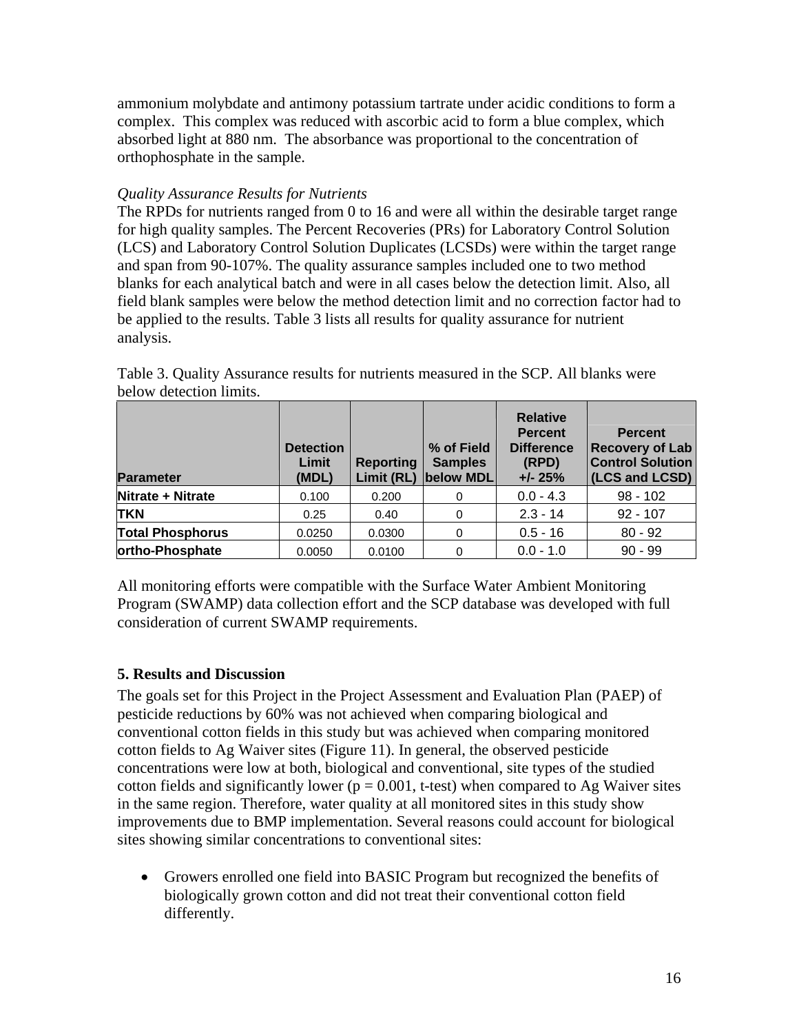ammonium molybdate and antimony potassium tartrate under acidic conditions to form a complex. This complex was reduced with ascorbic acid to form a blue complex, which absorbed light at 880 nm. The absorbance was proportional to the concentration of orthophosphate in the sample.

*Quality Assurance Results for Nutrients*

The RPDs for nutrients ranged from 0 to 16 and were all within the desirable target range for high quality samples. The Percent Recoveries (PRs) for Laboratory Control Solution (LCS) and Laboratory Control Solution Duplicates (LCSDs) were within the target range and span from 90-107%. The quality assurance samples included one to two method blanks for each analytical batch and were in all cases below the detection limit. Also, all field blank samples were below the method detection limit and no correction factor had to be applied to the results. Table 3 lists all results for quality assurance for nutrient analysis.

Table 3. Quality Assurance results for nutrients measured in the SCP. All blanks were below detection limits.

| Parameter | Detection Limit (MDL) | Reporting Limit (RL) | % of Field Samples below MDL | Relative Percent Difference (RPD) +/- 25% | Percent Recovery of Lab Control Solution (LCS and LCSD) |
|---|---|---|---|---|---|
| Nitrate + Nitrate | 0.100 | 0.200 | 0 | 0.0 - 4.3 | 98 - 102 |
| TKN | 0.25 | 0.40 | 0 | 2.3 - 14 | 92 - 107 |
| Total Phosphorus | 0.0250 | 0.0300 | 0 | 0.5 - 16 | 80 - 92 |
| ortho-Phosphate | 0.0050 | 0.0100 | 0 | 0.0 - 1.0 | 90 - 99 |

All monitoring efforts were compatible with the Surface Water Ambient Monitoring Program (SWAMP) data collection effort and the SCP database was developed with full consideration of current SWAMP requirements.

## 5. Results and Discussion

The goals set for this Project in the Project Assessment and Evaluation Plan (PAEP) of pesticide reductions by 60% was not achieved when comparing biological and conventional cotton fields in this study but was achieved when comparing monitored cotton fields to Ag Waiver sites (Figure 11). In general, the observed pesticide concentrations were low at both, biological and conventional, site types of the studied cotton fields and significantly lower ($p = 0.001$, t-test) when compared to Ag Waiver sites in the same region. Therefore, water quality at all monitored sites in this study show improvements due to BMP implementation. Several reasons could account for biological sites showing similar concentrations to conventional sites:

- Growers enrolled one field into BASIC Program but recognized the benefits of biologically grown cotton and did not treat their conventional cotton field differently.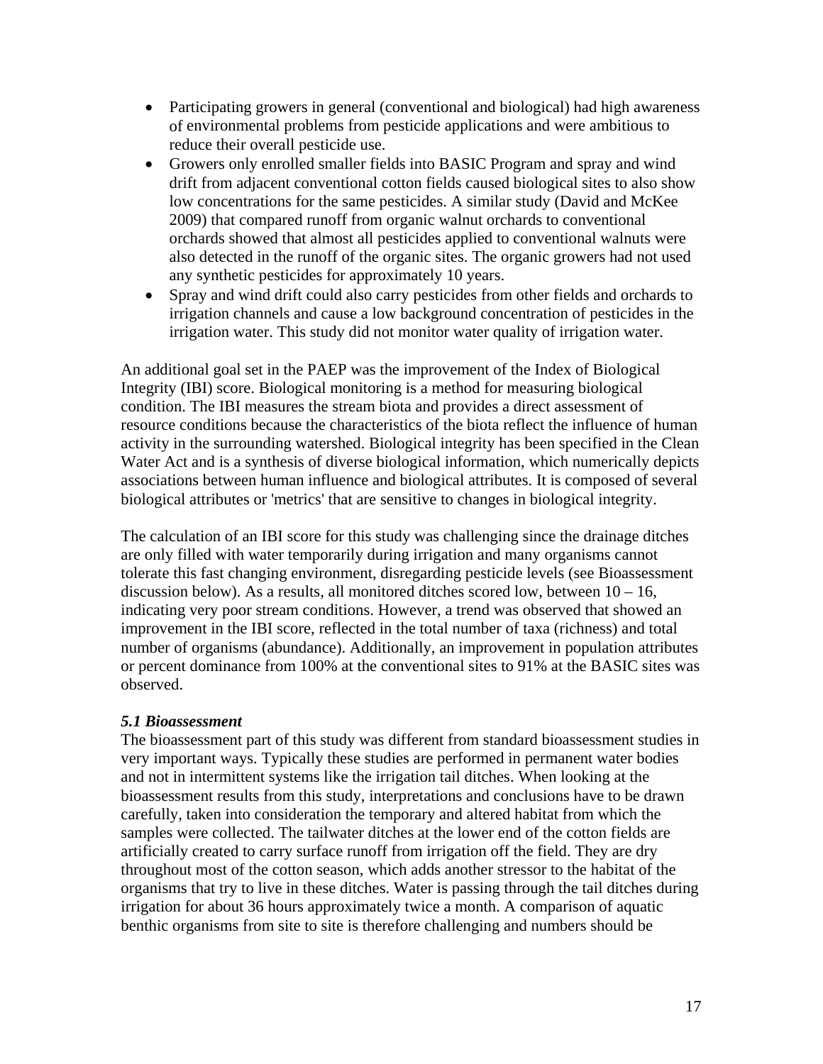- Participating growers in general (conventional and biological) had high awareness of environmental problems from pesticide applications and were ambitious to reduce their overall pesticide use.
- Growers only enrolled smaller fields into BASIC Program and spray and wind drift from adjacent conventional cotton fields caused biological sites to also show low concentrations for the same pesticides. A similar study (David and McKee 2009) that compared runoff from organic walnut orchards to conventional orchards showed that almost all pesticides applied to conventional walnuts were also detected in the runoff of the organic sites. The organic growers had not used any synthetic pesticides for approximately 10 years.
- Spray and wind drift could also carry pesticides from other fields and orchards to irrigation channels and cause a low background concentration of pesticides in the irrigation water. This study did not monitor water quality of irrigation water.

An additional goal set in the PAEP was the improvement of the Index of Biological Integrity (IBI) score. Biological monitoring is a method for measuring biological condition. The IBI measures the stream biota and provides a direct assessment of resource conditions because the characteristics of the biota reflect the influence of human activity in the surrounding watershed. Biological integrity has been specified in the Clean Water Act and is a synthesis of diverse biological information, which numerically depicts associations between human influence and biological attributes. It is composed of several biological attributes or 'metrics' that are sensitive to changes in biological integrity.

The calculation of an IBI score for this study was challenging since the drainage ditches are only filled with water temporarily during irrigation and many organisms cannot tolerate this fast changing environment, disregarding pesticide levels (see Bioassessment discussion below). As a results, all monitored ditches scored low, between 10 – 16, indicating very poor stream conditions. However, a trend was observed that showed an improvement in the IBI score, reflected in the total number of taxa (richness) and total number of organisms (abundance). Additionally, an improvement in population attributes or percent dominance from 100% at the conventional sites to 91% at the BASIC sites was observed.

### *5.1 Bioassessment*

The bioassessment part of this study was different from standard bioassessment studies in very important ways. Typically these studies are performed in permanent water bodies and not in intermittent systems like the irrigation tail ditches. When looking at the bioassessment results from this study, interpretations and conclusions have to be drawn carefully, taken into consideration the temporary and altered habitat from which the samples were collected. The tailwater ditches at the lower end of the cotton fields are artificially created to carry surface runoff from irrigation off the field. They are dry throughout most of the cotton season, which adds another stressor to the habitat of the organisms that try to live in these ditches. Water is passing through the tail ditches during irrigation for about 36 hours approximately twice a month. A comparison of aquatic benthic organisms from site to site is therefore challenging and numbers should be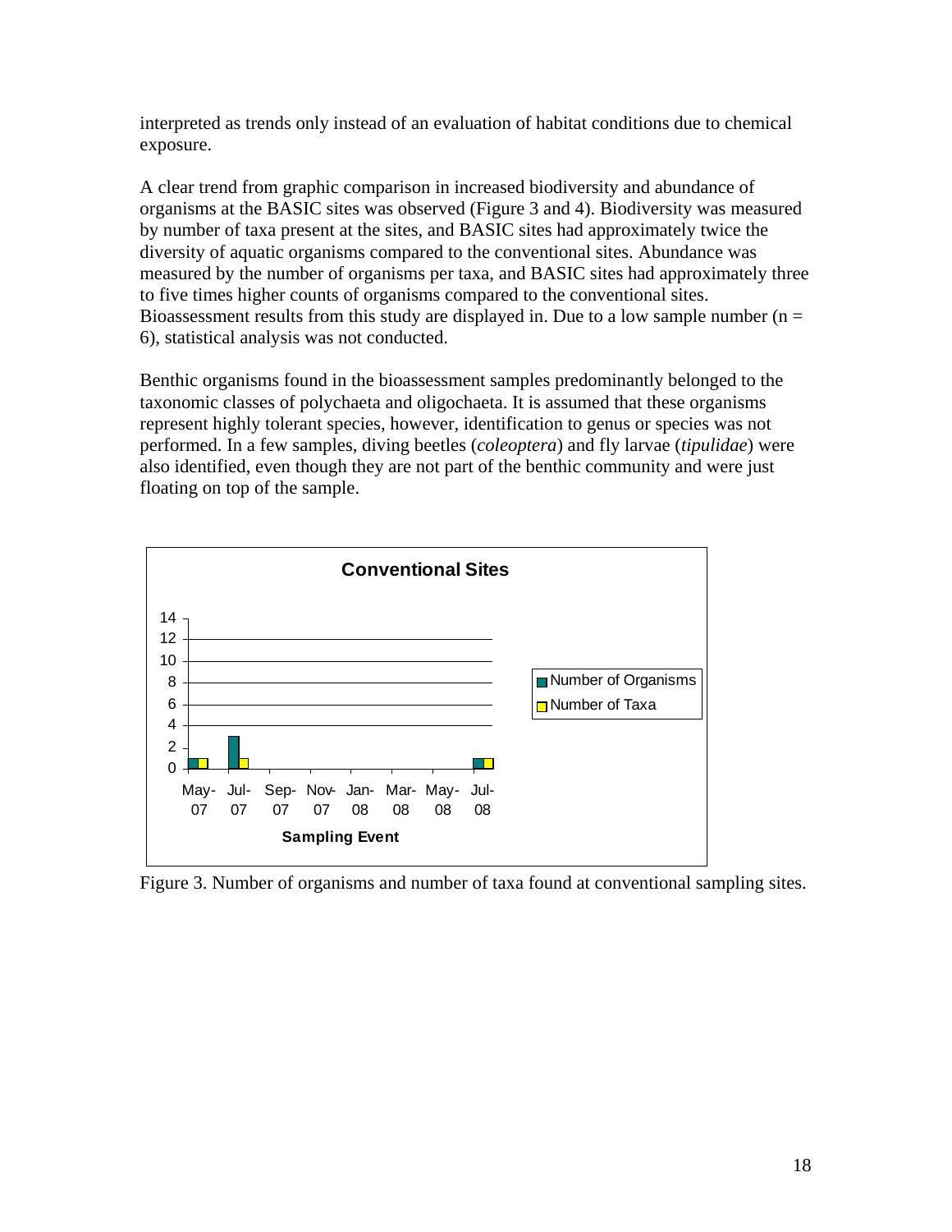interpreted as trends only instead of an evaluation of habitat conditions due to chemical exposure.

A clear trend from graphic comparison in increased biodiversity and abundance of organisms at the BASIC sites was observed (Figure 3 and 4). Biodiversity was measured by number of taxa present at the sites, and BASIC sites had approximately twice the diversity of aquatic organisms compared to the conventional sites. Abundance was measured by the number of organisms per taxa, and BASIC sites had approximately three to five times higher counts of organisms compared to the conventional sites. Bioassessment results from this study are displayed in. Due to a low sample number ($n = 6$), statistical analysis was not conducted.

Benthic organisms found in the bioassessment samples predominantly belonged to the taxonomic classes of polychaeta and oligochaeta. It is assumed that these organisms represent highly tolerant species, however, identification to genus or species was not performed. In a few samples, diving beetles (*coleoptera*) and fly larvae (*tipulidae*) were also identified, even though they are not part of the benthic community and were just floating on top of the sample.

Figure 3. Number of organisms and number of taxa found at conventional sampling sites.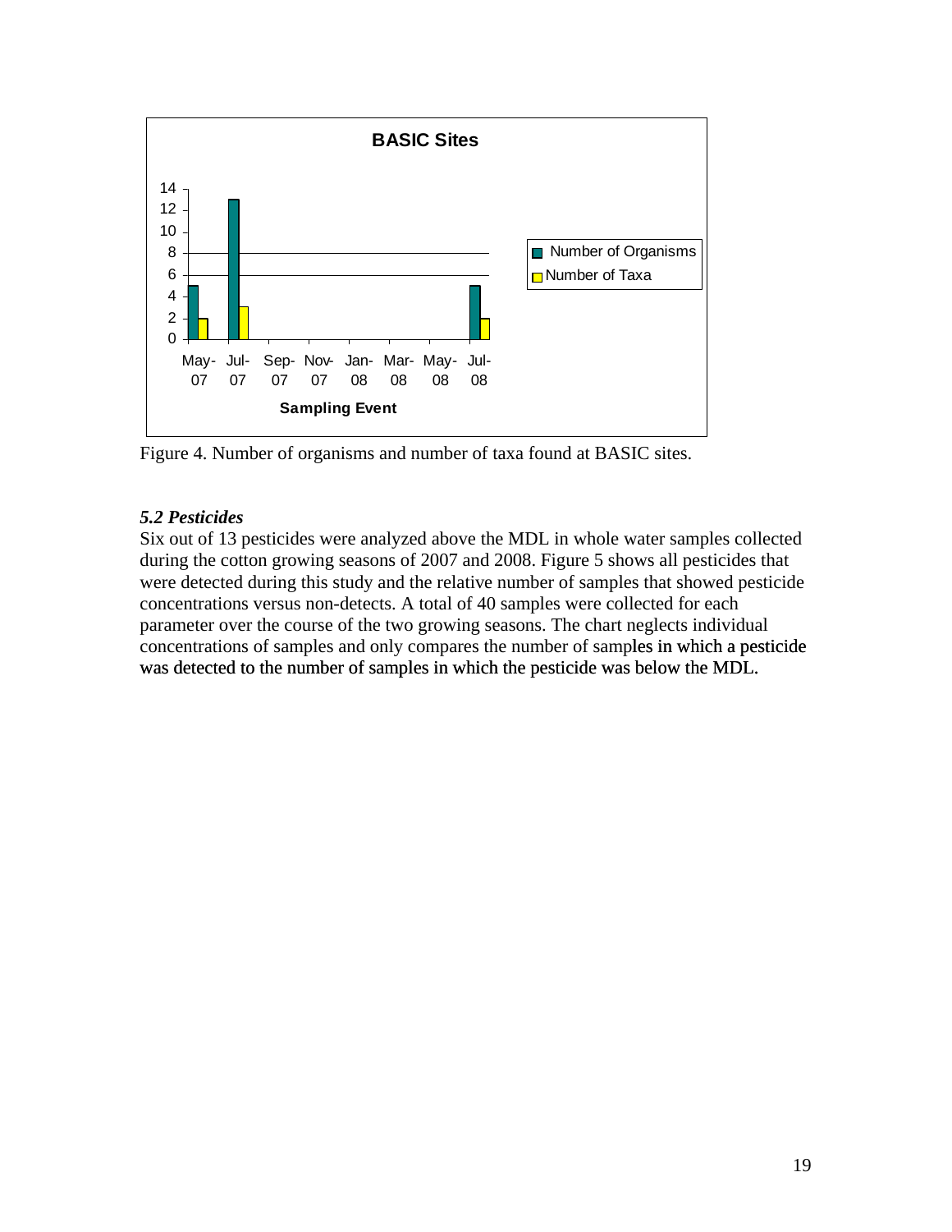Figure 4. Number of organisms and number of taxa found at BASIC sites.

### *5.2 Pesticides*

Six out of 13 pesticides were analyzed above the MDL in whole water samples collected during the cotton growing seasons of 2007 and 2008. Figure 5 shows all pesticides that were detected during this study and the relative number of samples that showed pesticide concentrations versus non-detects. A total of 40 samples were collected for each parameter over the course of the two growing seasons. The chart neglects individual concentrations of samples and only compares the number of samples in which a pesticide was detected to the number of samples in which the pesticide was below the MDL.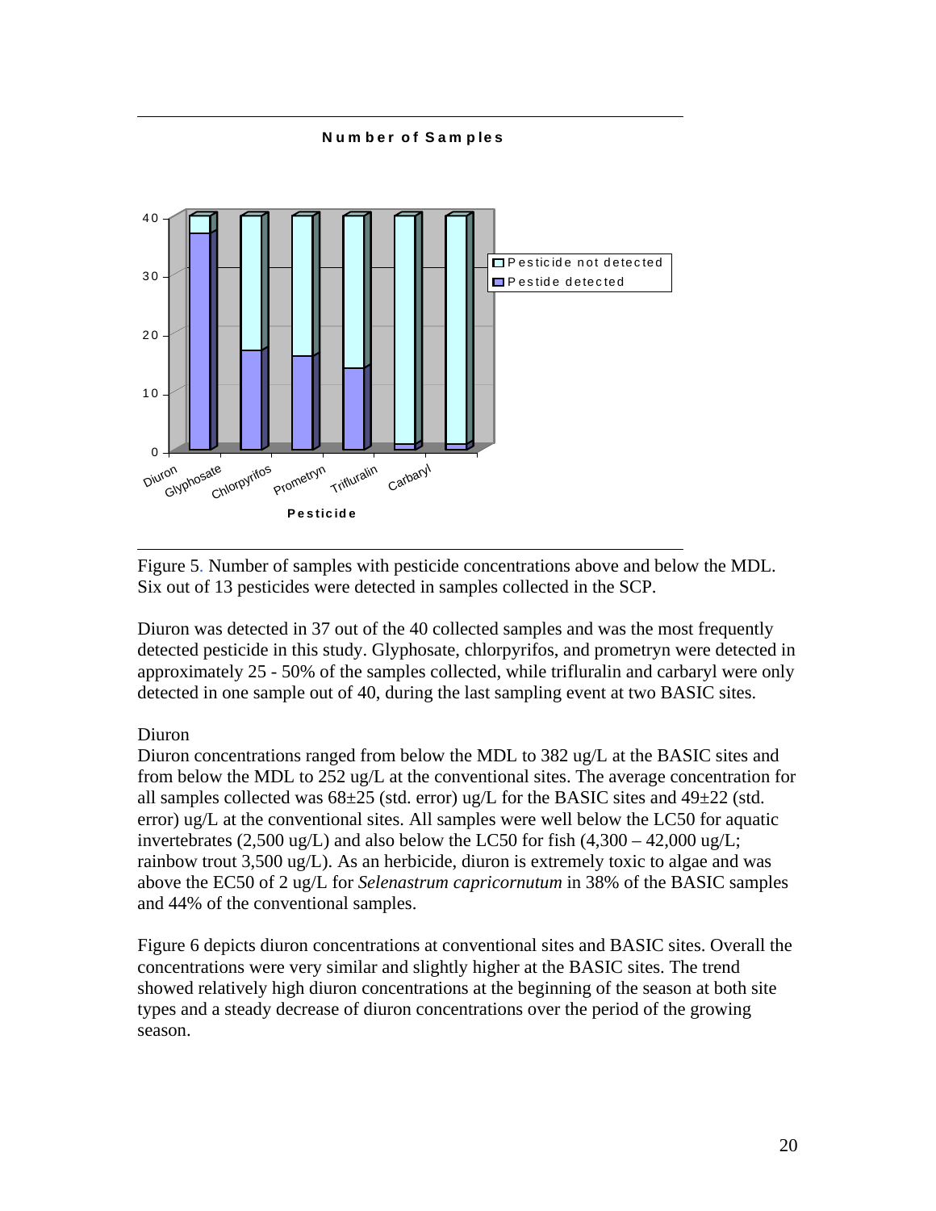Figure 5. Number of samples with pesticide concentrations above and below the MDL. Six out of 13 pesticides were detected in samples collected in the SCP.

Diuron was detected in 37 out of the 40 collected samples and was the most frequently detected pesticide in this study. Glyphosate, chlorpyrifos, and prometryn were detected in approximately 25 - 50% of the samples collected, while trifluralin and carbaryl were only detected in one sample out of 40, during the last sampling event at two BASIC sites.

Diuron

Diuron concentrations ranged from below the MDL to 382 ug/L at the BASIC sites and from below the MDL to 252 ug/L at the conventional sites. The average concentration for all samples collected was 68±25 (std. error) ug/L for the BASIC sites and 49±22 (std. error) ug/L at the conventional sites. All samples were well below the LC50 for aquatic invertebrates (2,500 ug/L) and also below the LC50 for fish (4,300 – 42,000 ug/L; rainbow trout 3,500 ug/L). As an herbicide, diuron is extremely toxic to algae and was above the EC50 of 2 ug/L for *Selenastrum capricornutum* in 38% of the BASIC samples and 44% of the conventional samples.

Figure 6 depicts diuron concentrations at conventional sites and BASIC sites. Overall the concentrations were very similar and slightly higher at the BASIC sites. The trend showed relatively high diuron concentrations at the beginning of the season at both site types and a steady decrease of diuron concentrations over the period of the growing season.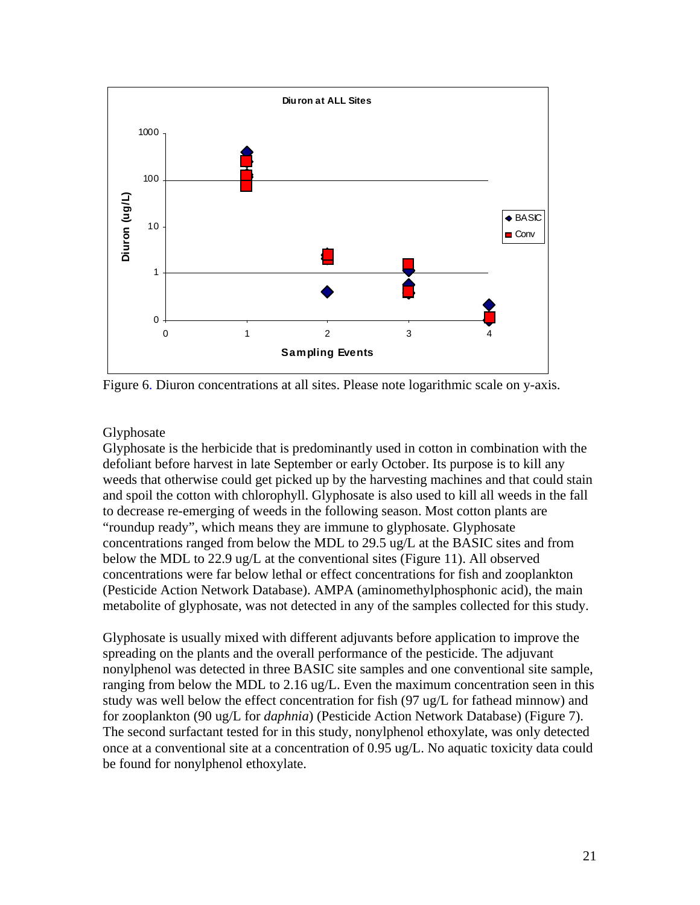Figure 6. Diuron concentrations at all sites. Please note logarithmic scale on y-axis.

Glyphosate

Glyphosate is the herbicide that is predominantly used in cotton in combination with the defoliant before harvest in late September or early October. Its purpose is to kill any weeds that otherwise could get picked up by the harvesting machines and that could stain and spoil the cotton with chlorophyll. Glyphosate is also used to kill all weeds in the fall to decrease re-emerging of weeds in the following season. Most cotton plants are "roundup ready", which means they are immune to glyphosate. Glyphosate concentrations ranged from below the MDL to 29.5 ug/L at the BASIC sites and from below the MDL to 22.9 ug/L at the conventional sites (Figure 11). All observed concentrations were far below lethal or effect concentrations for fish and zooplankton (Pesticide Action Network Database). AMPA (aminomethylphosphonic acid), the main metabolite of glyphosate, was not detected in any of the samples collected for this study.

Glyphosate is usually mixed with different adjuvants before application to improve the spreading on the plants and the overall performance of the pesticide. The adjuvant nonylphenol was detected in three BASIC site samples and one conventional site sample, ranging from below the MDL to 2.16 ug/L. Even the maximum concentration seen in this study was well below the effect concentration for fish (97 ug/L for fathead minnow) and for zooplankton (90 ug/L for *daphnia*) (Pesticide Action Network Database) (Figure 7). The second surfactant tested for in this study, nonylphenol ethoxylate, was only detected once at a conventional site at a concentration of 0.95 ug/L. No aquatic toxicity data could be found for nonylphenol ethoxylate.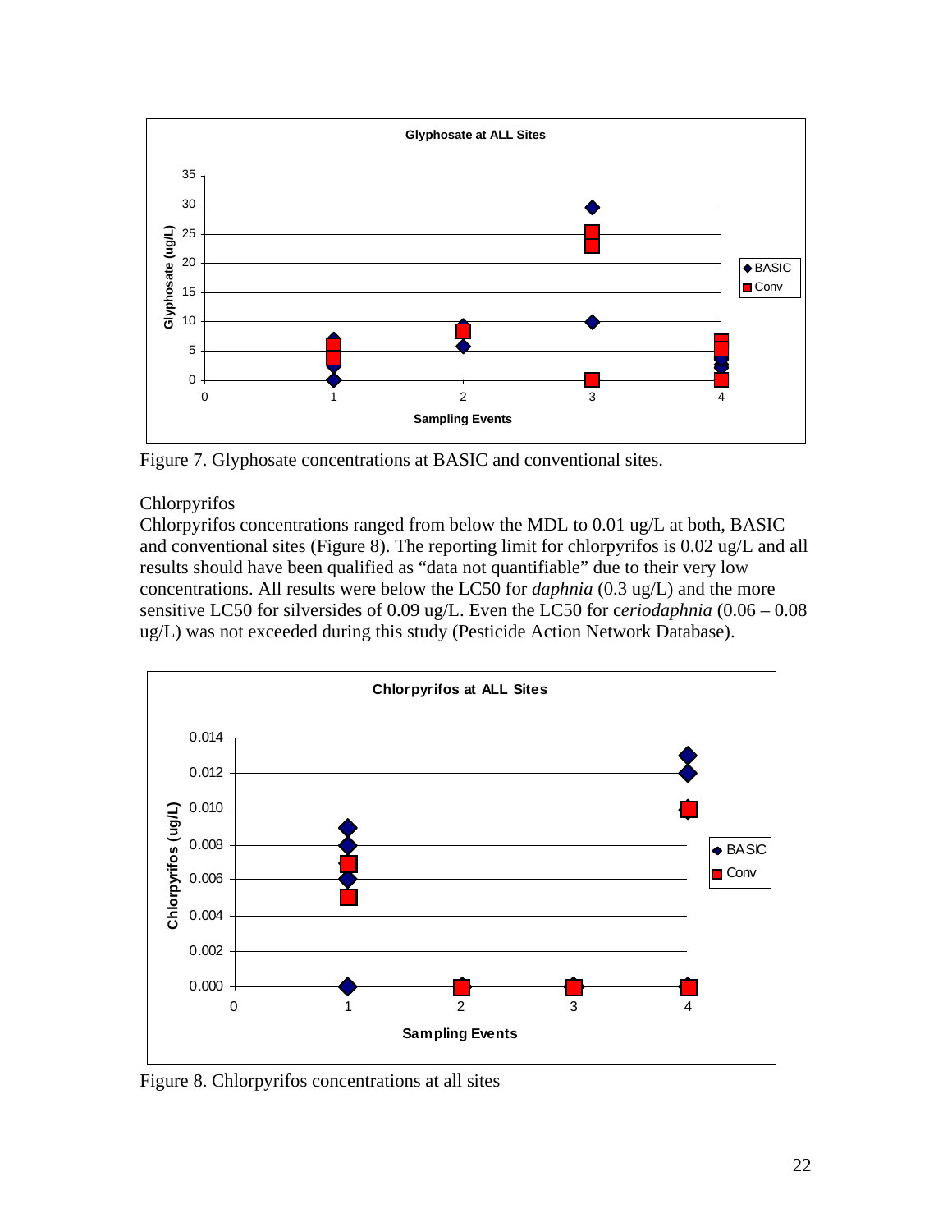Figure 7. Glyphosate concentrations at BASIC and conventional sites.

Chlorpyrifos

Chlorpyrifos concentrations ranged from below the MDL to 0.01 ug/L at both, BASIC and conventional sites (Figure 8). The reporting limit for chlorpyrifos is 0.02 ug/L and all results should have been qualified as "data not quantifiable" due to their very low concentrations. All results were below the LC50 for *daphnia* (0.3 ug/L) and the more sensitive LC50 for silversides of 0.09 ug/L. Even the LC50 for c*eriodaphnia* (0.06 – 0.08 ug/L) was not exceeded during this study (Pesticide Action Network Database).

Figure 8. Chlorpyrifos concentrations at all sites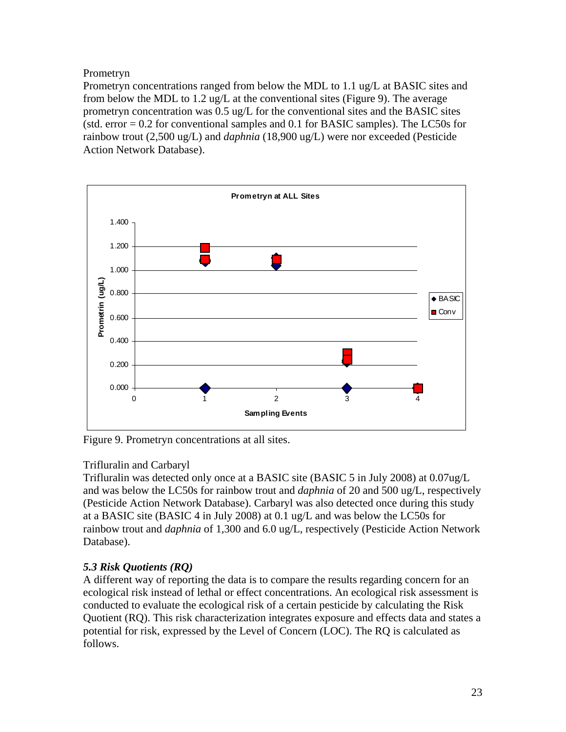Prometryn

Prometryn concentrations ranged from below the MDL to 1.1 ug/L at BASIC sites and from below the MDL to 1.2 ug/L at the conventional sites (Figure 9). The average prometryn concentration was 0.5 ug/L for the conventional sites and the BASIC sites (std. error = 0.2 for conventional samples and 0.1 for BASIC samples). The LC50s for rainbow trout (2,500 ug/L) and *daphnia* (18,900 ug/L) were nor exceeded (Pesticide Action Network Database).

Figure 9. Prometryn concentrations at all sites.

Trifluralin and Carbaryl

Trifluralin was detected only once at a BASIC site (BASIC 5 in July 2008) at 0.07ug/L and was below the LC50s for rainbow trout and *daphnia* of 20 and 500 ug/L, respectively (Pesticide Action Network Database). Carbaryl was also detected once during this study at a BASIC site (BASIC 4 in July 2008) at 0.1 ug/L and was below the LC50s for rainbow trout and *daphnia* of 1,300 and 6.0 ug/L, respectively (Pesticide Action Network Database).

### *5.3 Risk Quotients (RQ)*

A different way of reporting the data is to compare the results regarding concern for an ecological risk instead of lethal or effect concentrations. An ecological risk assessment is conducted to evaluate the ecological risk of a certain pesticide by calculating the Risk Quotient (RQ). This risk characterization integrates exposure and effects data and states a potential for risk, expressed by the Level of Concern (LOC). The RQ is calculated as follows.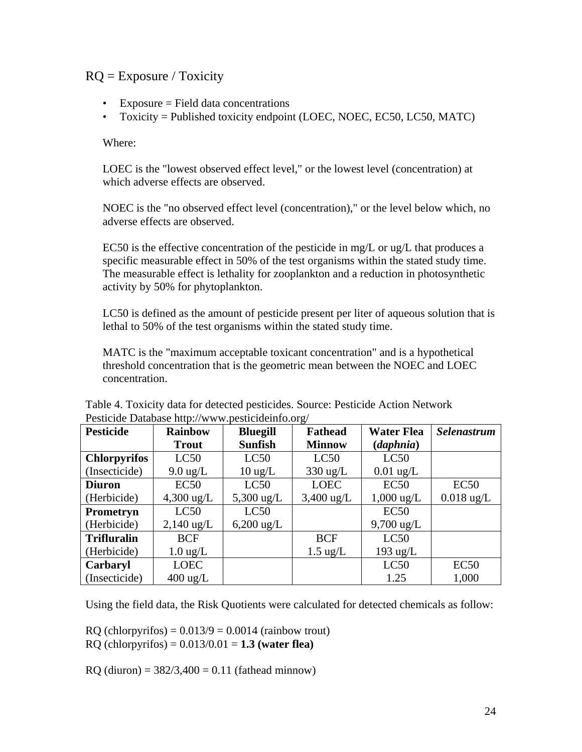RQ = Exposure / Toxicity

- Exposure = Field data concentrations
- Toxicity = Published toxicity endpoint (LOEC, NOEC, EC50, LC50, MATC)

Where:

LOEC is the "lowest observed effect level," or the lowest level (concentration) at which adverse effects are observed.

NOEC is the "no observed effect level (concentration)," or the level below which, no adverse effects are observed.

EC50 is the effective concentration of the pesticide in mg/L or ug/L that produces a specific measurable effect in 50% of the test organisms within the stated study time. The measurable effect is lethality for zooplankton and a reduction in photosynthetic activity by 50% for phytoplankton.

LC50 is defined as the amount of pesticide present per liter of aqueous solution that is lethal to 50% of the test organisms within the stated study time.

MATC is the "maximum acceptable toxicant concentration" and is a hypothetical threshold concentration that is the geometric mean between the NOEC and LOEC concentration.

Table 4. Toxicity data for detected pesticides. Source: Pesticide Action Network Pesticide Database http://www.pesticideinfo.org/

| **Pesticide** | **Rainbow Trout** | **Bluegill Sunfish** | **Fathead Minnow** | **Water Flea (*daphnia*)** | ***Selenastrum*** |
|---|---|---|---|---|---|
| **Chlorpyrifos** (Insecticide) | LC50 9.0 ug/L | LC50 10 ug/L | LC50 330 ug/L | LC50 0.01 ug/L | |
| **Diuron** (Herbicide) | EC50 4,300 ug/L | LC50 5,300 ug/L | LOEC 3,400 ug/L | EC50 1,000 ug/L | EC50 0.018 ug/L |
| **Prometryn** (Herbicide) | LC50 2,140 ug/L | LC50 6,200 ug/L | | EC50 9,700 ug/L | |
| **Trifluralin** (Herbicide) | BCF 1.0 ug/L | | BCF 1.5 ug/L | LC50 193 ug/L | |
| **Carbaryl** (Insecticide) | LOEC 400 ug/L | | | LC50 1.25 | EC50 1,000 |

Using the field data, the Risk Quotients were calculated for detected chemicals as follow:

RQ (chlorpyrifos) = 0.013/9 = 0.0014 (rainbow trout)
RQ (chlorpyrifos) = 0.013/0.01 = **1.3 (water flea)**

RQ (diuron) = 382/3,400 = 0.11 (fathead minnow)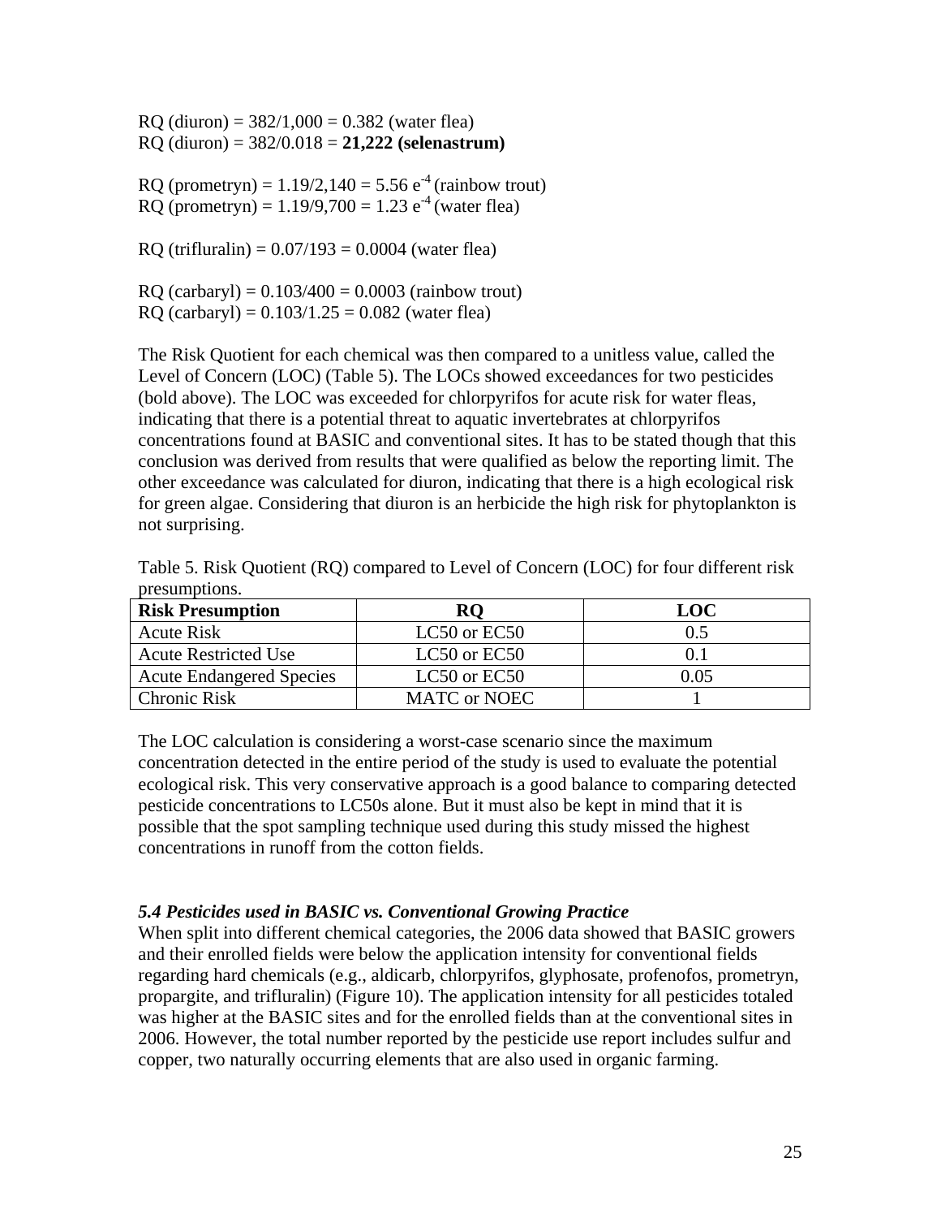RQ (diuron) = 382/1,000 = 0.382 (water flea)
RQ (diuron) = 382/0.018 = **21,222 (selenastrum)**

RQ (prometryn) = 1.19/2,140 = 5.56 $e^{-4}$ (rainbow trout)
RQ (prometryn) = 1.19/9,700 = 1.23 $e^{-4}$ (water flea)

RQ (trifluralin) = 0.07/193 = 0.0004 (water flea)

RQ (carbaryl) = 0.103/400 = 0.0003 (rainbow trout)
RQ (carbaryl) = 0.103/1.25 = 0.082 (water flea)

The Risk Quotient for each chemical was then compared to a unitless value, called the Level of Concern (LOC) (Table 5). The LOCs showed exceedances for two pesticides (bold above). The LOC was exceeded for chlorpyrifos for acute risk for water fleas, indicating that there is a potential threat to aquatic invertebrates at chlorpyrifos concentrations found at BASIC and conventional sites. It has to be stated though that this conclusion was derived from results that were qualified as below the reporting limit. The other exceedance was calculated for diuron, indicating that there is a high ecological risk for green algae. Considering that diuron is an herbicide the high risk for phytoplankton is not surprising.

Table 5. Risk Quotient (RQ) compared to Level of Concern (LOC) for four different risk presumptions.

| Risk Presumption | RQ | LOC |
|---|---|---|
| Acute Risk | LC50 or EC50 | 0.5 |
| Acute Restricted Use | LC50 or EC50 | 0.1 |
| Acute Endangered Species | LC50 or EC50 | 0.05 |
| Chronic Risk | MATC or NOEC | 1 |

The LOC calculation is considering a worst-case scenario since the maximum concentration detected in the entire period of the study is used to evaluate the potential ecological risk. This very conservative approach is a good balance to comparing detected pesticide concentrations to LC50s alone. But it must also be kept in mind that it is possible that the spot sampling technique used during this study missed the highest concentrations in runoff from the cotton fields.

### *5.4 Pesticides used in BASIC vs. Conventional Growing Practice*

When split into different chemical categories, the 2006 data showed that BASIC growers and their enrolled fields were below the application intensity for conventional fields regarding hard chemicals (e.g., aldicarb, chlorpyrifos, glyphosate, profenofos, prometryn, propargite, and trifluralin) (Figure 10). The application intensity for all pesticides totaled was higher at the BASIC sites and for the enrolled fields than at the conventional sites in 2006. However, the total number reported by the pesticide use report includes sulfur and copper, two naturally occurring elements that are also used in organic farming.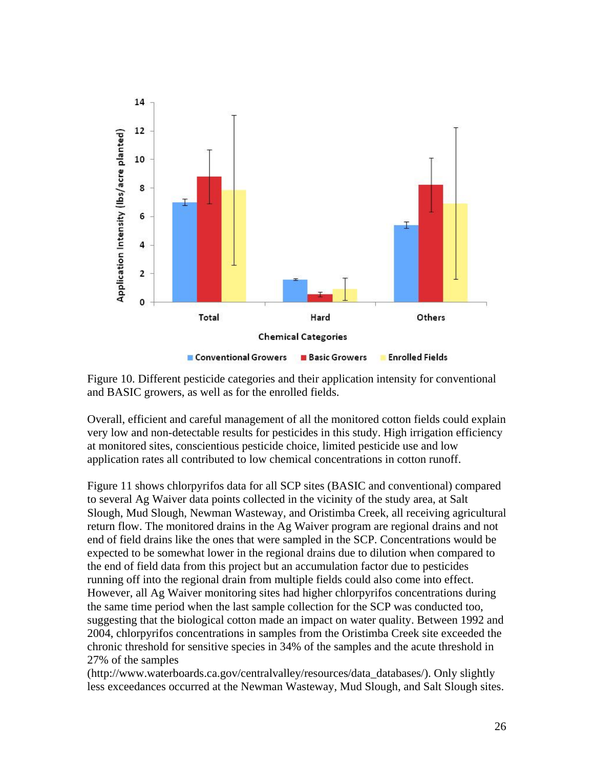Figure 10. Different pesticide categories and their application intensity for conventional and BASIC growers, as well as for the enrolled fields.

Overall, efficient and careful management of all the monitored cotton fields could explain very low and non-detectable results for pesticides in this study. High irrigation efficiency at monitored sites, conscientious pesticide choice, limited pesticide use and low application rates all contributed to low chemical concentrations in cotton runoff.

Figure 11 shows chlorpyrifos data for all SCP sites (BASIC and conventional) compared to several Ag Waiver data points collected in the vicinity of the study area, at Salt Slough, Mud Slough, Newman Wasteway, and Oristimba Creek, all receiving agricultural return flow. The monitored drains in the Ag Waiver program are regional drains and not end of field drains like the ones that were sampled in the SCP. Concentrations would be expected to be somewhat lower in the regional drains due to dilution when compared to the end of field data from this project but an accumulation factor due to pesticides running off into the regional drain from multiple fields could also come into effect. However, all Ag Waiver monitoring sites had higher chlorpyrifos concentrations during the same time period when the last sample collection for the SCP was conducted too, suggesting that the biological cotton made an impact on water quality. Between 1992 and 2004, chlorpyrifos concentrations in samples from the Oristimba Creek site exceeded the chronic threshold for sensitive species in 34% of the samples and the acute threshold in 27% of the samples (http://www.waterboards.ca.gov/centralvalley/resources/data_databases/). Only slightly less exceedances occurred at the Newman Wasteway, Mud Slough, and Salt Slough sites.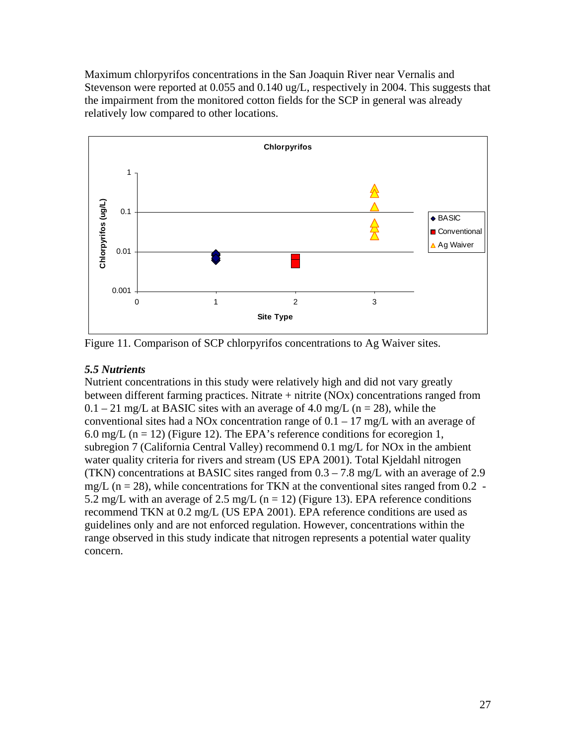Maximum chlorpyrifos concentrations in the San Joaquin River near Vernalis and Stevenson were reported at 0.055 and 0.140 ug/L, respectively in 2004. This suggests that the impairment from the monitored cotton fields for the SCP in general was already relatively low compared to other locations.

Figure 11. Comparison of SCP chlorpyrifos concentrations to Ag Waiver sites.

### *5.5 Nutrients*

Nutrient concentrations in this study were relatively high and did not vary greatly between different farming practices. Nitrate + nitrite (NOx) concentrations ranged from 0.1 – 21 mg/L at BASIC sites with an average of 4.0 mg/L (n = 28), while the conventional sites had a NOx concentration range of 0.1 – 17 mg/L with an average of 6.0 mg/L (n = 12) (Figure 12). The EPA's reference conditions for ecoregion 1, subregion 7 (California Central Valley) recommend 0.1 mg/L for NOx in the ambient water quality criteria for rivers and stream (US EPA 2001). Total Kjeldahl nitrogen (TKN) concentrations at BASIC sites ranged from 0.3 – 7.8 mg/L with an average of 2.9 mg/L (n = 28), while concentrations for TKN at the conventional sites ranged from 0.2 - 5.2 mg/L with an average of 2.5 mg/L (n = 12) (Figure 13). EPA reference conditions recommend TKN at 0.2 mg/L (US EPA 2001). EPA reference conditions are used as guidelines only and are not enforced regulation. However, concentrations within the range observed in this study indicate that nitrogen represents a potential water quality concern.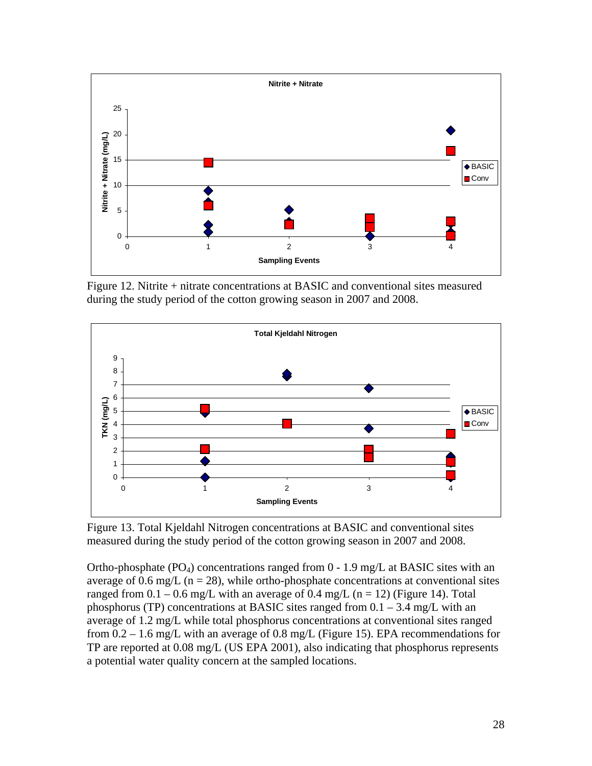Figure 12. Nitrite + nitrate concentrations at BASIC and conventional sites measured during the study period of the cotton growing season in 2007 and 2008.

Figure 13. Total Kjeldahl Nitrogen concentrations at BASIC and conventional sites measured during the study period of the cotton growing season in 2007 and 2008.

Ortho-phosphate ($PO_4$) concentrations ranged from 0 - 1.9 mg/L at BASIC sites with an average of 0.6 mg/L ($n = 28$), while ortho-phosphate concentrations at conventional sites ranged from 0.1 – 0.6 mg/L with an average of 0.4 mg/L ($n = 12$) (Figure 14). Total phosphorus (TP) concentrations at BASIC sites ranged from 0.1 – 3.4 mg/L with an average of 1.2 mg/L while total phosphorus concentrations at conventional sites ranged from 0.2 – 1.6 mg/L with an average of 0.8 mg/L (Figure 15). EPA recommendations for TP are reported at 0.08 mg/L (US EPA 2001), also indicating that phosphorus represents a potential water quality concern at the sampled locations.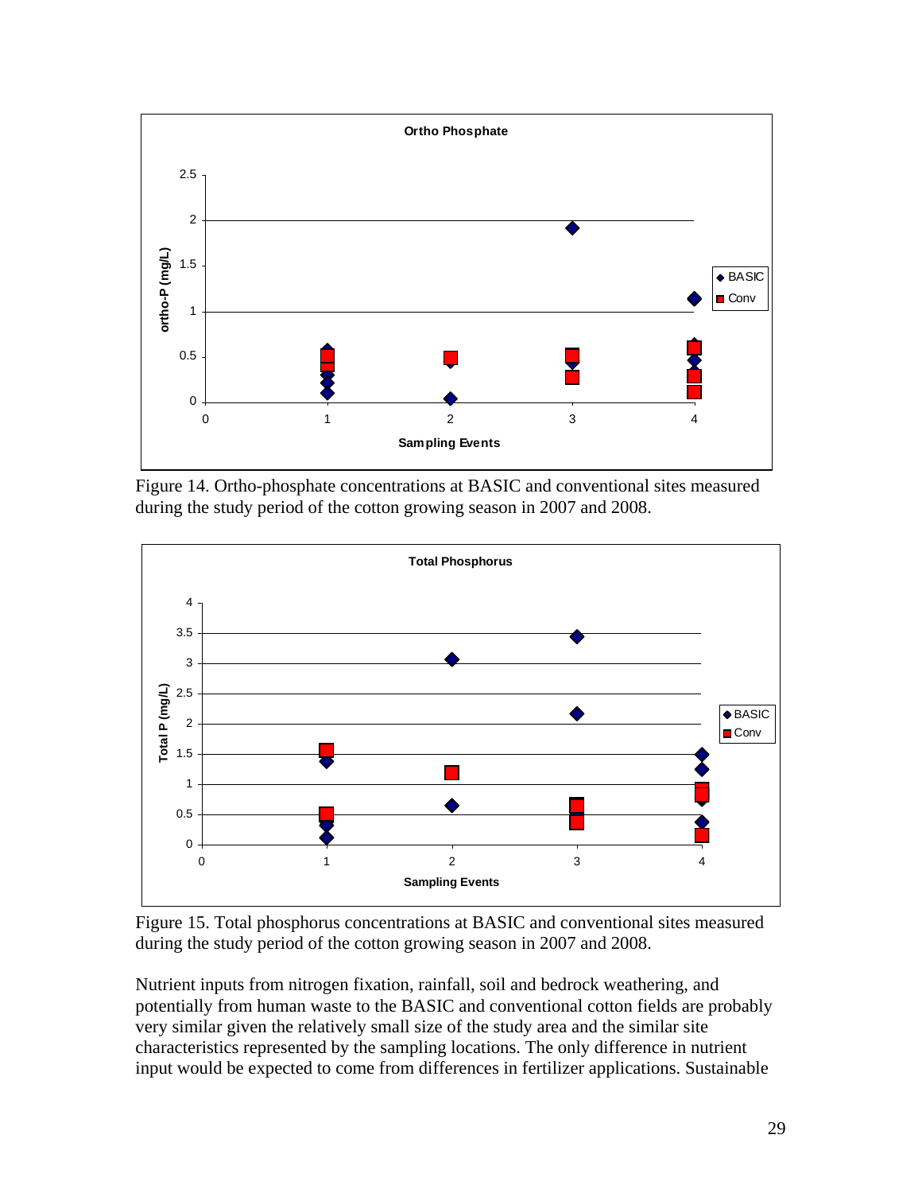Figure 14. Ortho-phosphate concentrations at BASIC and conventional sites measured during the study period of the cotton growing season in 2007 and 2008.

Figure 15. Total phosphorus concentrations at BASIC and conventional sites measured during the study period of the cotton growing season in 2007 and 2008.

Nutrient inputs from nitrogen fixation, rainfall, soil and bedrock weathering, and potentially from human waste to the BASIC and conventional cotton fields are probably very similar given the relatively small size of the study area and the similar site characteristics represented by the sampling locations. The only difference in nutrient input would be expected to come from differences in fertilizer applications. Sustainable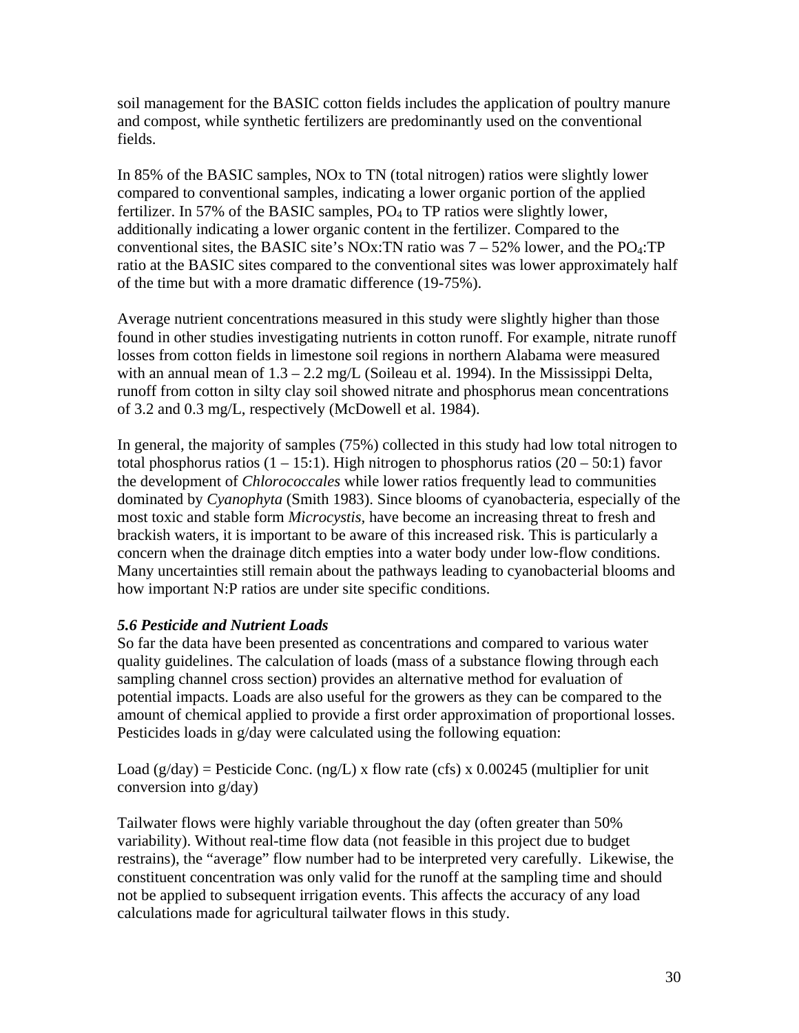soil management for the BASIC cotton fields includes the application of poultry manure and compost, while synthetic fertilizers are predominantly used on the conventional fields.

In 85% of the BASIC samples, NOx to TN (total nitrogen) ratios were slightly lower compared to conventional samples, indicating a lower organic portion of the applied fertilizer. In 57% of the BASIC samples, $PO_4$ to TP ratios were slightly lower, additionally indicating a lower organic content in the fertilizer. Compared to the conventional sites, the BASIC site's NOx:TN ratio was 7 – 52% lower, and the $PO_4$:TP ratio at the BASIC sites compared to the conventional sites was lower approximately half of the time but with a more dramatic difference (19-75%).

Average nutrient concentrations measured in this study were slightly higher than those found in other studies investigating nutrients in cotton runoff. For example, nitrate runoff losses from cotton fields in limestone soil regions in northern Alabama were measured with an annual mean of 1.3 – 2.2 mg/L (Soileau et al. 1994). In the Mississippi Delta, runoff from cotton in silty clay soil showed nitrate and phosphorus mean concentrations of 3.2 and 0.3 mg/L, respectively (McDowell et al. 1984).

In general, the majority of samples (75%) collected in this study had low total nitrogen to total phosphorus ratios (1 – 15:1). High nitrogen to phosphorus ratios (20 – 50:1) favor the development of *Chlorococcales* while lower ratios frequently lead to communities dominated by *Cyanophyta* (Smith 1983). Since blooms of cyanobacteria, especially of the most toxic and stable form *Microcystis,* have become an increasing threat to fresh and brackish waters, it is important to be aware of this increased risk. This is particularly a concern when the drainage ditch empties into a water body under low-flow conditions. Many uncertainties still remain about the pathways leading to cyanobacterial blooms and how important N:P ratios are under site specific conditions.

### *5.6 Pesticide and Nutrient Loads*

So far the data have been presented as concentrations and compared to various water quality guidelines. The calculation of loads (mass of a substance flowing through each sampling channel cross section) provides an alternative method for evaluation of potential impacts. Loads are also useful for the growers as they can be compared to the amount of chemical applied to provide a first order approximation of proportional losses. Pesticides loads in g/day were calculated using the following equation:

Load (g/day) = Pesticide Conc. (ng/L) x flow rate (cfs) x 0.00245 (multiplier for unit conversion into g/day)

Tailwater flows were highly variable throughout the day (often greater than 50% variability). Without real-time flow data (not feasible in this project due to budget restrains), the "average" flow number had to be interpreted very carefully. Likewise, the constituent concentration was only valid for the runoff at the sampling time and should not be applied to subsequent irrigation events. This affects the accuracy of any load calculations made for agricultural tailwater flows in this study.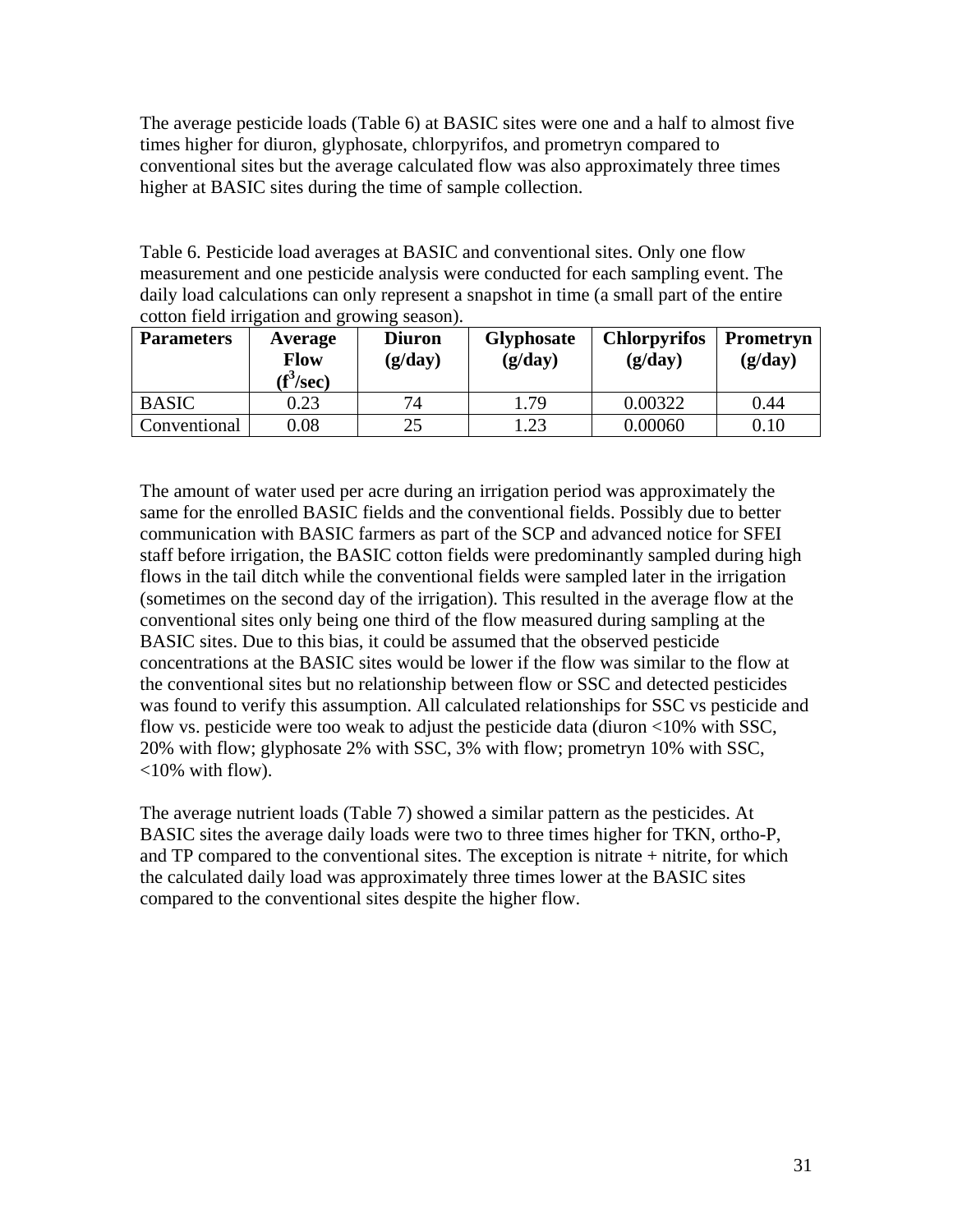The average pesticide loads (Table 6) at BASIC sites were one and a half to almost five times higher for diuron, glyphosate, chlorpyrifos, and prometryn compared to conventional sites but the average calculated flow was also approximately three times higher at BASIC sites during the time of sample collection.

Table 6. Pesticide load averages at BASIC and conventional sites. Only one flow measurement and one pesticide analysis were conducted for each sampling event. The daily load calculations can only represent a snapshot in time (a small part of the entire cotton field irrigation and growing season).

| **Parameters** | **Average Flow ($f^3$/sec)** | **Diuron (g/day)** | **Glyphosate (g/day)** | **Chlorpyrifos (g/day)** | **Prometryn (g/day)** |
|---|---|---|---|---|---|
| BASIC | 0.23 | 74 | 1.79 | 0.00322 | 0.44 |
| Conventional | 0.08 | 25 | 1.23 | 0.00060 | 0.10 |

The amount of water used per acre during an irrigation period was approximately the same for the enrolled BASIC fields and the conventional fields. Possibly due to better communication with BASIC farmers as part of the SCP and advanced notice for SFEI staff before irrigation, the BASIC cotton fields were predominantly sampled during high flows in the tail ditch while the conventional fields were sampled later in the irrigation (sometimes on the second day of the irrigation). This resulted in the average flow at the conventional sites only being one third of the flow measured during sampling at the BASIC sites. Due to this bias, it could be assumed that the observed pesticide concentrations at the BASIC sites would be lower if the flow was similar to the flow at the conventional sites but no relationship between flow or SSC and detected pesticides was found to verify this assumption. All calculated relationships for SSC vs pesticide and flow vs. pesticide were too weak to adjust the pesticide data (diuron <10% with SSC, 20% with flow; glyphosate 2% with SSC, 3% with flow; prometryn 10% with SSC, <10% with flow).

The average nutrient loads (Table 7) showed a similar pattern as the pesticides. At BASIC sites the average daily loads were two to three times higher for TKN, ortho-P, and TP compared to the conventional sites. The exception is nitrate + nitrite, for which the calculated daily load was approximately three times lower at the BASIC sites compared to the conventional sites despite the higher flow.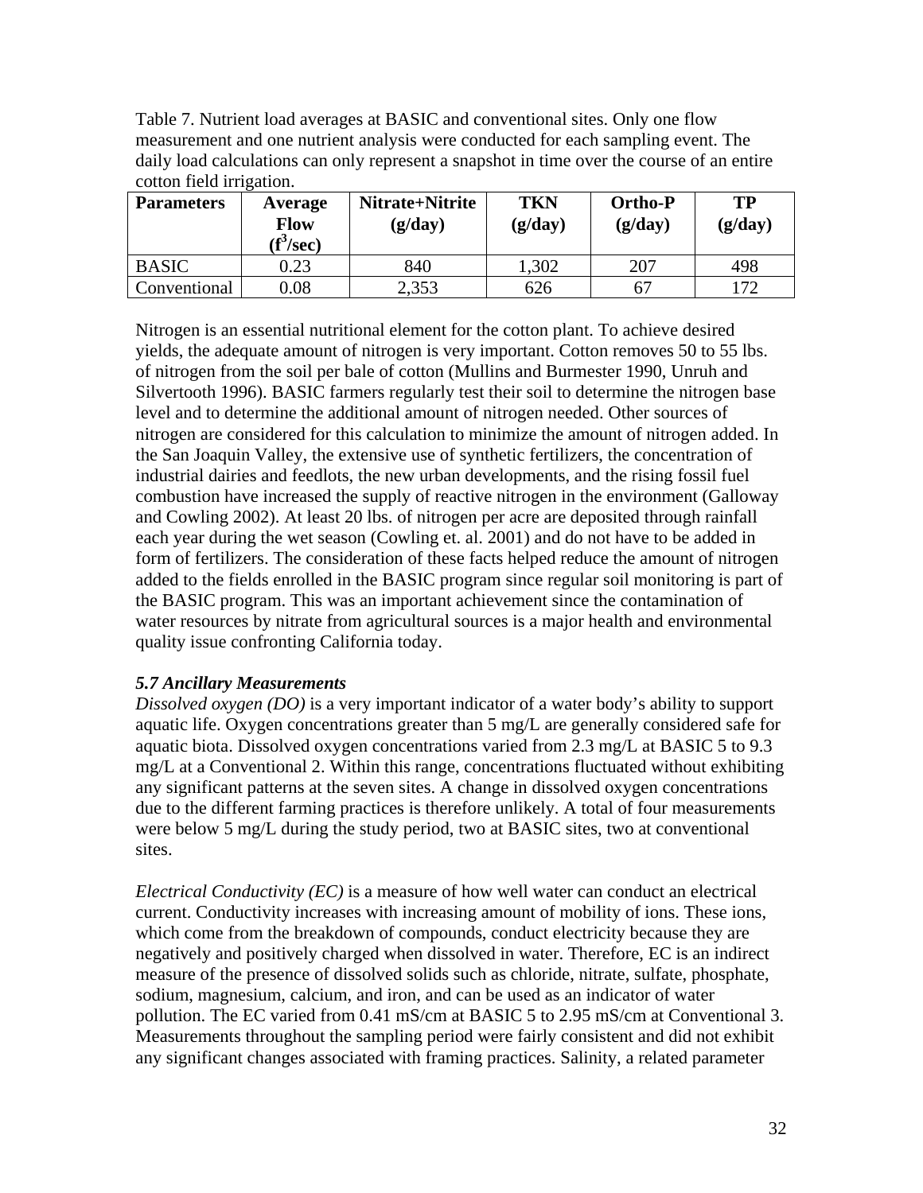Table 7. Nutrient load averages at BASIC and conventional sites. Only one flow measurement and one nutrient analysis were conducted for each sampling event. The daily load calculations can only represent a snapshot in time over the course of an entire cotton field irrigation.

| Parameters | Average Flow ($f^3$/sec) | Nitrate+Nitrite (g/day) | TKN (g/day) | Ortho-P (g/day) | TP (g/day) |
|---|---|---|---|---|---|
| BASIC | 0.23 | 840 | 1,302 | 207 | 498 |
| Conventional | 0.08 | 2,353 | 626 | 67 | 172 |

Nitrogen is an essential nutritional element for the cotton plant. To achieve desired yields, the adequate amount of nitrogen is very important. Cotton removes 50 to 55 lbs. of nitrogen from the soil per bale of cotton (Mullins and Burmester 1990, Unruh and Silvertooth 1996). BASIC farmers regularly test their soil to determine the nitrogen base level and to determine the additional amount of nitrogen needed. Other sources of nitrogen are considered for this calculation to minimize the amount of nitrogen added. In the San Joaquin Valley, the extensive use of synthetic fertilizers, the concentration of industrial dairies and feedlots, the new urban developments, and the rising fossil fuel combustion have increased the supply of reactive nitrogen in the environment (Galloway and Cowling 2002). At least 20 lbs. of nitrogen per acre are deposited through rainfall each year during the wet season (Cowling et. al. 2001) and do not have to be added in form of fertilizers. The consideration of these facts helped reduce the amount of nitrogen added to the fields enrolled in the BASIC program since regular soil monitoring is part of the BASIC program. This was an important achievement since the contamination of water resources by nitrate from agricultural sources is a major health and environmental quality issue confronting California today.

### *5.7 Ancillary Measurements*

*Dissolved oxygen (DO)* is a very important indicator of a water body's ability to support aquatic life. Oxygen concentrations greater than 5 mg/L are generally considered safe for aquatic biota. Dissolved oxygen concentrations varied from 2.3 mg/L at BASIC 5 to 9.3 mg/L at a Conventional 2. Within this range, concentrations fluctuated without exhibiting any significant patterns at the seven sites. A change in dissolved oxygen concentrations due to the different farming practices is therefore unlikely. A total of four measurements were below 5 mg/L during the study period, two at BASIC sites, two at conventional sites.

*Electrical Conductivity (EC)* is a measure of how well water can conduct an electrical current. Conductivity increases with increasing amount of mobility of ions. These ions, which come from the breakdown of compounds, conduct electricity because they are negatively and positively charged when dissolved in water. Therefore, EC is an indirect measure of the presence of dissolved solids such as chloride, nitrate, sulfate, phosphate, sodium, magnesium, calcium, and iron, and can be used as an indicator of water pollution. The EC varied from 0.41 mS/cm at BASIC 5 to 2.95 mS/cm at Conventional 3. Measurements throughout the sampling period were fairly consistent and did not exhibit any significant changes associated with framing practices. Salinity, a related parameter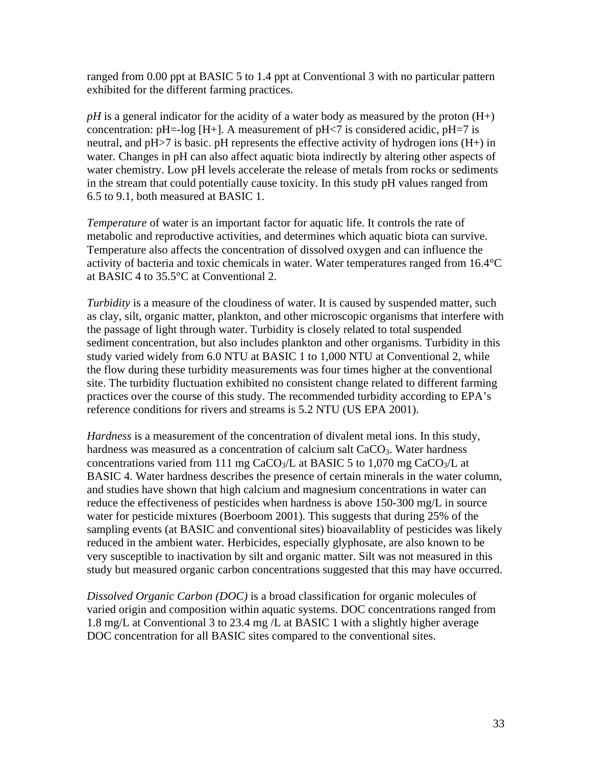ranged from 0.00 ppt at BASIC 5 to 1.4 ppt at Conventional 3 with no particular pattern exhibited for the different farming practices.

*pH* is a general indicator for the acidity of a water body as measured by the proton (H+) concentration: pH=-log [H+]. A measurement of pH<7 is considered acidic, pH=7 is neutral, and pH>7 is basic. pH represents the effective activity of hydrogen ions (H+) in water. Changes in pH can also affect aquatic biota indirectly by altering other aspects of water chemistry. Low pH levels accelerate the release of metals from rocks or sediments in the stream that could potentially cause toxicity. In this study pH values ranged from 6.5 to 9.1, both measured at BASIC 1.

*Temperature* of water is an important factor for aquatic life. It controls the rate of metabolic and reproductive activities, and determines which aquatic biota can survive. Temperature also affects the concentration of dissolved oxygen and can influence the activity of bacteria and toxic chemicals in water. Water temperatures ranged from 16.4°C at BASIC 4 to 35.5°C at Conventional 2.

*Turbidity* is a measure of the cloudiness of water. It is caused by suspended matter, such as clay, silt, organic matter, plankton, and other microscopic organisms that interfere with the passage of light through water. Turbidity is closely related to total suspended sediment concentration, but also includes plankton and other organisms. Turbidity in this study varied widely from 6.0 NTU at BASIC 1 to 1,000 NTU at Conventional 2, while the flow during these turbidity measurements was four times higher at the conventional site. The turbidity fluctuation exhibited no consistent change related to different farming practices over the course of this study. The recommended turbidity according to EPA's reference conditions for rivers and streams is 5.2 NTU (US EPA 2001).

*Hardness* is a measurement of the concentration of divalent metal ions. In this study, hardness was measured as a concentration of calcium salt $CaCO_3$. Water hardness concentrations varied from 111 mg $CaCO_3$/L at BASIC 5 to 1,070 mg $CaCO_3$/L at BASIC 4. Water hardness describes the presence of certain minerals in the water column, and studies have shown that high calcium and magnesium concentrations in water can reduce the effectiveness of pesticides when hardness is above 150-300 mg/L in source water for pesticide mixtures (Boerboom 2001). This suggests that during 25% of the sampling events (at BASIC and conventional sites) bioavailablity of pesticides was likely reduced in the ambient water. Herbicides, especially glyphosate, are also known to be very susceptible to inactivation by silt and organic matter. Silt was not measured in this study but measured organic carbon concentrations suggested that this may have occurred.

*Dissolved Organic Carbon (DOC)* is a broad classification for organic molecules of varied origin and composition within aquatic systems. DOC concentrations ranged from 1.8 mg/L at Conventional 3 to 23.4 mg /L at BASIC 1 with a slightly higher average DOC concentration for all BASIC sites compared to the conventional sites.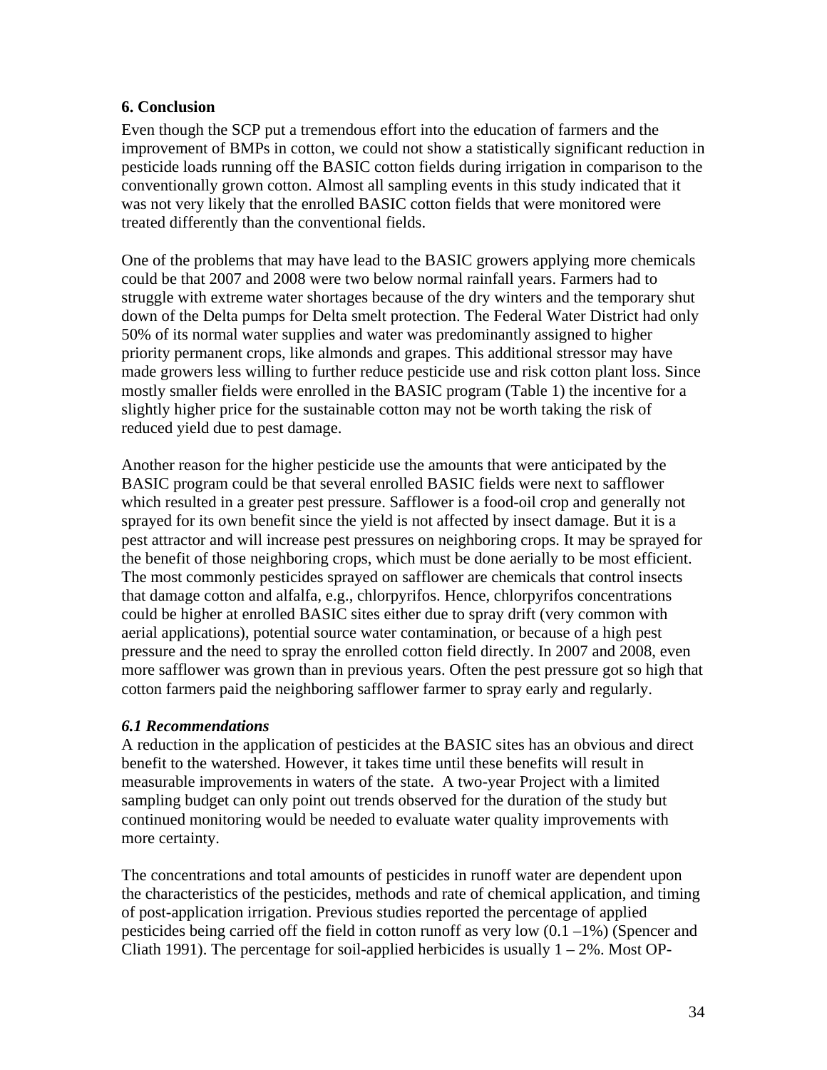## 6. Conclusion

Even though the SCP put a tremendous effort into the education of farmers and the improvement of BMPs in cotton, we could not show a statistically significant reduction in pesticide loads running off the BASIC cotton fields during irrigation in comparison to the conventionally grown cotton. Almost all sampling events in this study indicated that it was not very likely that the enrolled BASIC cotton fields that were monitored were treated differently than the conventional fields.

One of the problems that may have lead to the BASIC growers applying more chemicals could be that 2007 and 2008 were two below normal rainfall years. Farmers had to struggle with extreme water shortages because of the dry winters and the temporary shut down of the Delta pumps for Delta smelt protection. The Federal Water District had only 50% of its normal water supplies and water was predominantly assigned to higher priority permanent crops, like almonds and grapes. This additional stressor may have made growers less willing to further reduce pesticide use and risk cotton plant loss. Since mostly smaller fields were enrolled in the BASIC program (Table 1) the incentive for a slightly higher price for the sustainable cotton may not be worth taking the risk of reduced yield due to pest damage.

Another reason for the higher pesticide use the amounts that were anticipated by the BASIC program could be that several enrolled BASIC fields were next to safflower which resulted in a greater pest pressure. Safflower is a food-oil crop and generally not sprayed for its own benefit since the yield is not affected by insect damage. But it is a pest attractor and will increase pest pressures on neighboring crops. It may be sprayed for the benefit of those neighboring crops, which must be done aerially to be most efficient. The most commonly pesticides sprayed on safflower are chemicals that control insects that damage cotton and alfalfa, e.g., chlorpyrifos. Hence, chlorpyrifos concentrations could be higher at enrolled BASIC sites either due to spray drift (very common with aerial applications), potential source water contamination, or because of a high pest pressure and the need to spray the enrolled cotton field directly. In 2007 and 2008, even more safflower was grown than in previous years. Often the pest pressure got so high that cotton farmers paid the neighboring safflower farmer to spray early and regularly.

### *6.1 Recommendations*

A reduction in the application of pesticides at the BASIC sites has an obvious and direct benefit to the watershed. However, it takes time until these benefits will result in measurable improvements in waters of the state. A two-year Project with a limited sampling budget can only point out trends observed for the duration of the study but continued monitoring would be needed to evaluate water quality improvements with more certainty.

The concentrations and total amounts of pesticides in runoff water are dependent upon the characteristics of the pesticides, methods and rate of chemical application, and timing of post-application irrigation. Previous studies reported the percentage of applied pesticides being carried off the field in cotton runoff as very low (0.1 –1%) (Spencer and Cliath 1991). The percentage for soil-applied herbicides is usually 1 – 2%. Most OP-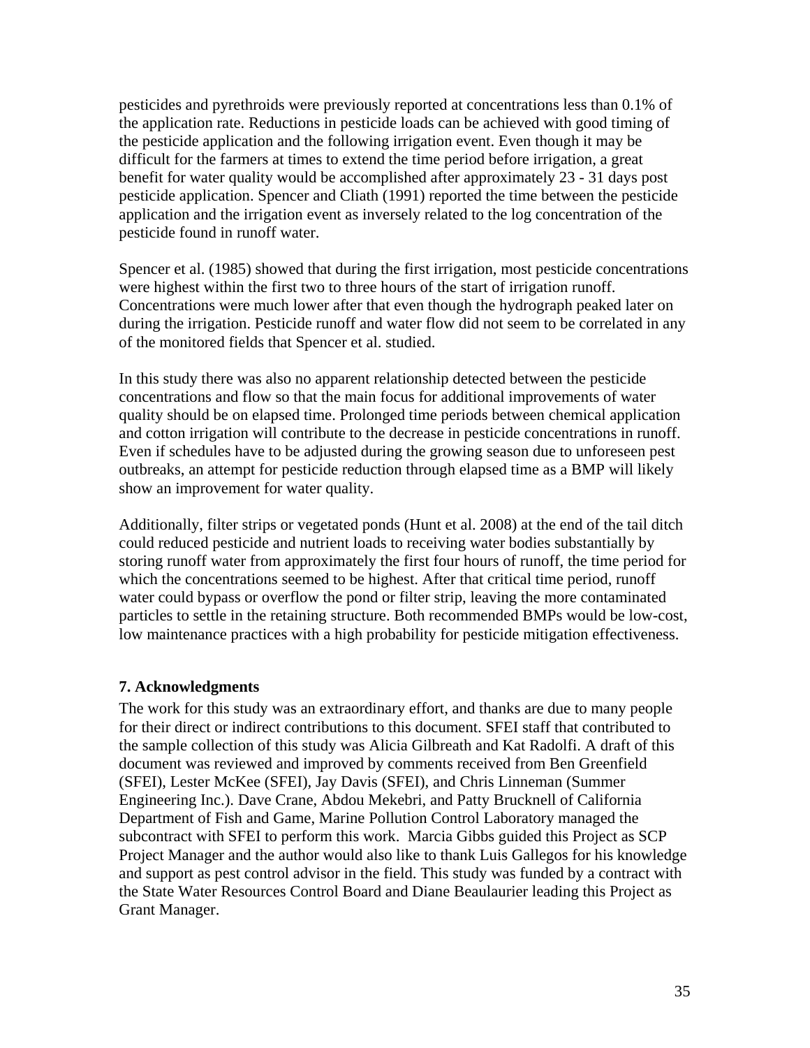pesticides and pyrethroids were previously reported at concentrations less than 0.1% of the application rate. Reductions in pesticide loads can be achieved with good timing of the pesticide application and the following irrigation event. Even though it may be difficult for the farmers at times to extend the time period before irrigation, a great benefit for water quality would be accomplished after approximately 23 - 31 days post pesticide application. Spencer and Cliath (1991) reported the time between the pesticide application and the irrigation event as inversely related to the log concentration of the pesticide found in runoff water.

Spencer et al. (1985) showed that during the first irrigation, most pesticide concentrations were highest within the first two to three hours of the start of irrigation runoff. Concentrations were much lower after that even though the hydrograph peaked later on during the irrigation. Pesticide runoff and water flow did not seem to be correlated in any of the monitored fields that Spencer et al. studied.

In this study there was also no apparent relationship detected between the pesticide concentrations and flow so that the main focus for additional improvements of water quality should be on elapsed time. Prolonged time periods between chemical application and cotton irrigation will contribute to the decrease in pesticide concentrations in runoff. Even if schedules have to be adjusted during the growing season due to unforeseen pest outbreaks, an attempt for pesticide reduction through elapsed time as a BMP will likely show an improvement for water quality.

Additionally, filter strips or vegetated ponds (Hunt et al. 2008) at the end of the tail ditch could reduced pesticide and nutrient loads to receiving water bodies substantially by storing runoff water from approximately the first four hours of runoff, the time period for which the concentrations seemed to be highest. After that critical time period, runoff water could bypass or overflow the pond or filter strip, leaving the more contaminated particles to settle in the retaining structure. Both recommended BMPs would be low-cost, low maintenance practices with a high probability for pesticide mitigation effectiveness.

## 7. Acknowledgments

The work for this study was an extraordinary effort, and thanks are due to many people for their direct or indirect contributions to this document. SFEI staff that contributed to the sample collection of this study was Alicia Gilbreath and Kat Radolfi. A draft of this document was reviewed and improved by comments received from Ben Greenfield (SFEI), Lester McKee (SFEI), Jay Davis (SFEI), and Chris Linneman (Summer Engineering Inc.). Dave Crane, Abdou Mekebri, and Patty Brucknell of California Department of Fish and Game, Marine Pollution Control Laboratory managed the subcontract with SFEI to perform this work. Marcia Gibbs guided this Project as SCP Project Manager and the author would also like to thank Luis Gallegos for his knowledge and support as pest control advisor in the field. This study was funded by a contract with the State Water Resources Control Board and Diane Beaulaurier leading this Project as Grant Manager.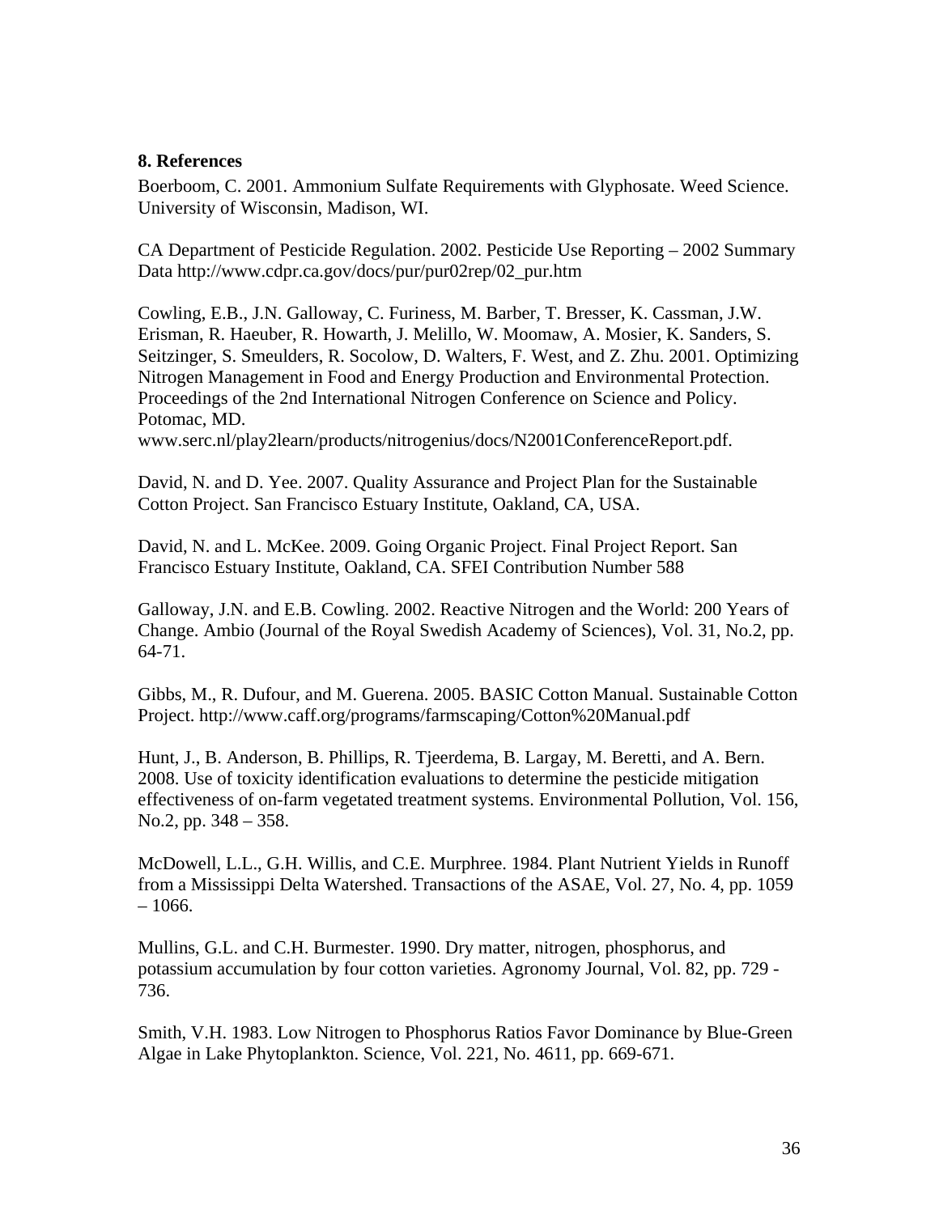## 8. References

Boerboom, C. 2001. Ammonium Sulfate Requirements with Glyphosate. Weed Science. University of Wisconsin, Madison, WI.

CA Department of Pesticide Regulation. 2002. Pesticide Use Reporting – 2002 Summary Data http://www.cdpr.ca.gov/docs/pur/pur02rep/02_pur.htm

Cowling, E.B., J.N. Galloway, C. Furiness, M. Barber, T. Bresser, K. Cassman, J.W. Erisman, R. Haeuber, R. Howarth, J. Melillo, W. Moomaw, A. Mosier, K. Sanders, S. Seitzinger, S. Smeulders, R. Socolow, D. Walters, F. West, and Z. Zhu. 2001. Optimizing Nitrogen Management in Food and Energy Production and Environmental Protection. Proceedings of the 2nd International Nitrogen Conference on Science and Policy. Potomac, MD. www.serc.nl/play2learn/products/nitrogenius/docs/N2001ConferenceReport.pdf.

David, N. and D. Yee. 2007. Quality Assurance and Project Plan for the Sustainable Cotton Project. San Francisco Estuary Institute, Oakland, CA, USA.

David, N. and L. McKee. 2009. Going Organic Project. Final Project Report. San Francisco Estuary Institute, Oakland, CA. SFEI Contribution Number 588

Galloway, J.N. and E.B. Cowling. 2002. Reactive Nitrogen and the World: 200 Years of Change. Ambio (Journal of the Royal Swedish Academy of Sciences), Vol. 31, No.2, pp. 64-71.

Gibbs, M., R. Dufour, and M. Guerena. 2005. BASIC Cotton Manual. Sustainable Cotton Project. http://www.caff.org/programs/farmscaping/Cotton%20Manual.pdf

Hunt, J., B. Anderson, B. Phillips, R. Tjeerdema, B. Largay, M. Beretti, and A. Bern. 2008. Use of toxicity identification evaluations to determine the pesticide mitigation effectiveness of on-farm vegetated treatment systems. Environmental Pollution, Vol. 156, No.2, pp. 348 – 358.

McDowell, L.L., G.H. Willis, and C.E. Murphree. 1984. Plant Nutrient Yields in Runoff from a Mississippi Delta Watershed. Transactions of the ASAE, Vol. 27, No. 4, pp. 1059 – 1066.

Mullins, G.L. and C.H. Burmester. 1990. Dry matter, nitrogen, phosphorus, and potassium accumulation by four cotton varieties. Agronomy Journal, Vol. 82, pp. 729 - 736.

Smith, V.H. 1983. Low Nitrogen to Phosphorus Ratios Favor Dominance by Blue-Green Algae in Lake Phytoplankton. Science, Vol. 221, No. 4611, pp. 669-671.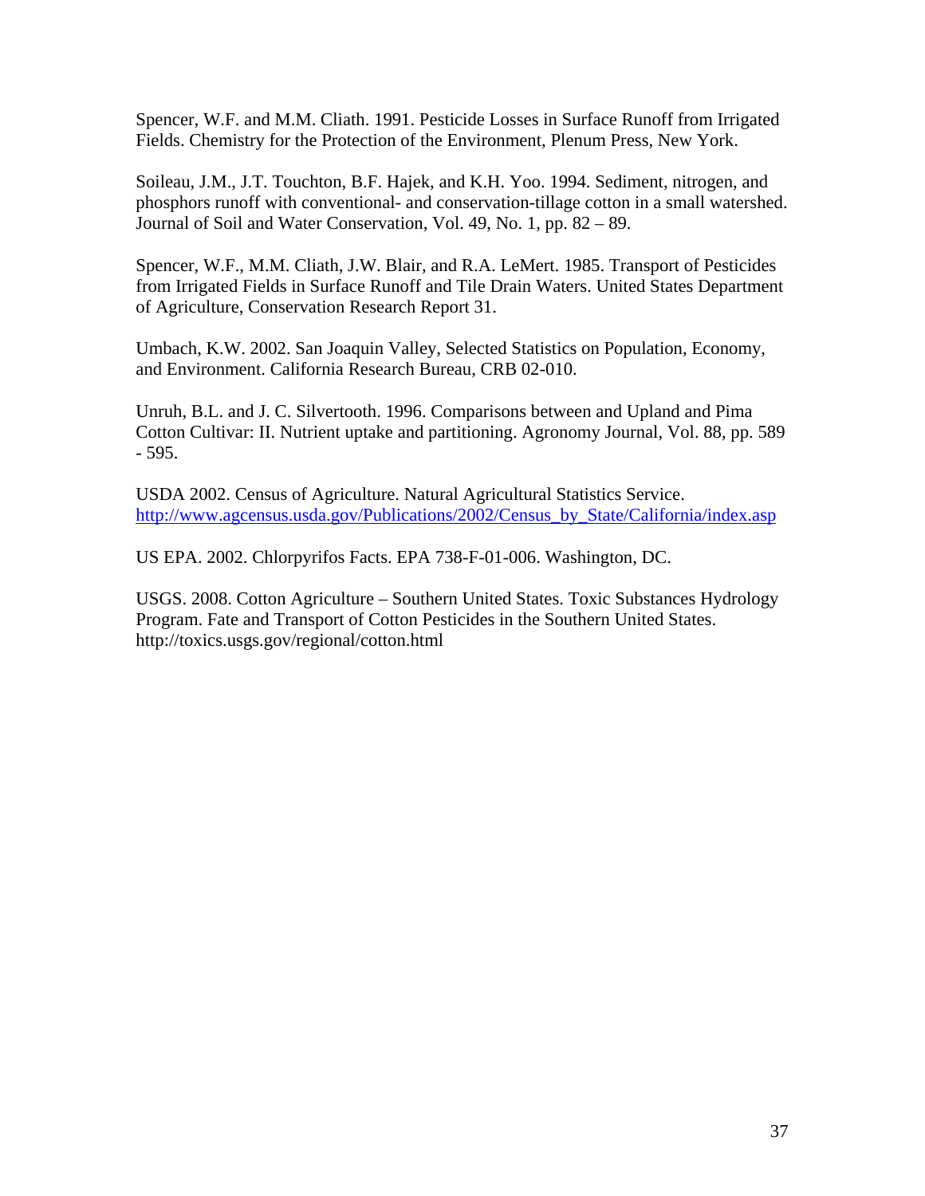Spencer, W.F. and M.M. Cliath. 1991. Pesticide Losses in Surface Runoff from Irrigated Fields. Chemistry for the Protection of the Environment, Plenum Press, New York.

Soileau, J.M., J.T. Touchton, B.F. Hajek, and K.H. Yoo. 1994. Sediment, nitrogen, and phosphors runoff with conventional- and conservation-tillage cotton in a small watershed. Journal of Soil and Water Conservation, Vol. 49, No. 1, pp. 82 – 89.

Spencer, W.F., M.M. Cliath, J.W. Blair, and R.A. LeMert. 1985. Transport of Pesticides from Irrigated Fields in Surface Runoff and Tile Drain Waters. United States Department of Agriculture, Conservation Research Report 31.

Umbach, K.W. 2002. San Joaquin Valley, Selected Statistics on Population, Economy, and Environment. California Research Bureau, CRB 02-010.

Unruh, B.L. and J. C. Silvertooth. 1996. Comparisons between and Upland and Pima Cotton Cultivar: II. Nutrient uptake and partitioning. Agronomy Journal, Vol. 88, pp. 589 - 595.

USDA 2002. Census of Agriculture. Natural Agricultural Statistics Service. http://www.agcensus.usda.gov/Publications/2002/Census_by_State/California/index.asp

US EPA. 2002. Chlorpyrifos Facts. EPA 738-F-01-006. Washington, DC.

USGS. 2008. Cotton Agriculture – Southern United States. Toxic Substances Hydrology Program. Fate and Transport of Cotton Pesticides in the Southern United States. http://toxics.usgs.gov/regional/cotton.html